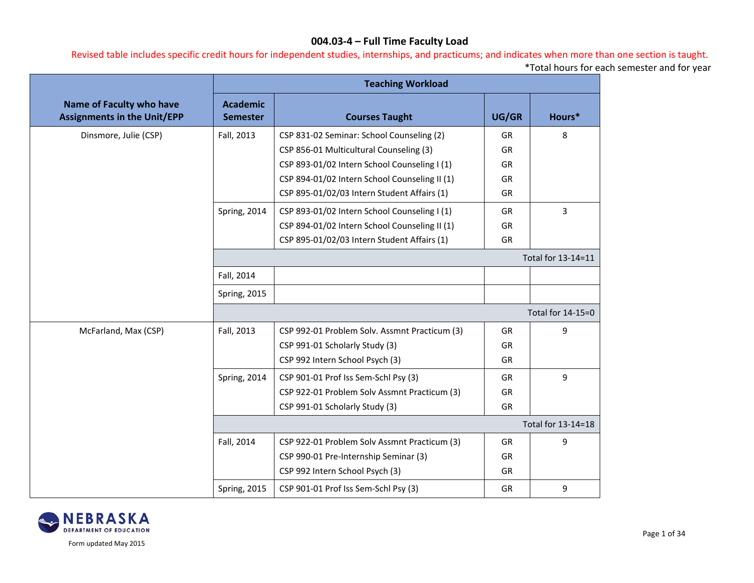# 004.03-4 – Full Time Faculty Load

Revised table includes specific credit hours for independent studies, internships, and practicums; and indicates when more than one section is taught.

*Total hours for each semester and for year

| Name of Faculty who have Assignments in the Unit/EPP | Teaching Workload | | | |
|---|---|---|---|---|
| | Academic Semester | Courses Taught | UG/GR | Hours* |
| Dinsmore, Julie (CSP) | Fall, 2013 | CSP 831-02 Seminar: School Counseling (2) | GR | 8 |
| | | CSP 856-01 Multicultural Counseling (3) | GR | |
| | | CSP 893-01/02 Intern School Counseling I (1) | GR | |
| | | CSP 894-01/02 Intern School Counseling II (1) | GR | |
| | | CSP 895-01/02/03 Intern Student Affairs (1) | GR | |
| | Spring, 2014 | CSP 893-01/02 Intern School Counseling I (1) | GR | 3 |
| | | CSP 894-01/02 Intern School Counseling II (1) | GR | |
| | | CSP 895-01/02/03 Intern Student Affairs (1) | GR | |
| | | | | Total for 13-14=11 |
| | Fall, 2014 | | | |
| | Spring, 2015 | | | |
| | | | | Total for 14-15=0 |
| McFarland, Max (CSP) | Fall, 2013 | CSP 992-01 Problem Solv. Assmnt Practicum (3) | GR | 9 |
| | | CSP 991-01 Scholarly Study (3) | GR | |
| | | CSP 992 Intern School Psych (3) | GR | |
| | Spring, 2014 | CSP 901-01 Prof Iss Sem-Schl Psy (3) | GR | 9 |
| | | CSP 922-01 Problem Solv Assmnt Practicum (3) | GR | |
| | | CSP 991-01 Scholarly Study (3) | GR | |
| | | | | Total for 13-14=18 |
| | Fall, 2014 | CSP 922-01 Problem Solv Assmnt Practicum (3) | GR | 9 |
| | | CSP 990-01 Pre-Internship Seminar (3) | GR | |
| | | CSP 992 Intern School Psych (3) | GR | |
| | Spring, 2015 | CSP 901-01 Prof Iss Sem-Schl Psy (3) | GR | 9 |

NEBRASKA DEPARTMENT OF EDUCATION

Form updated May 2015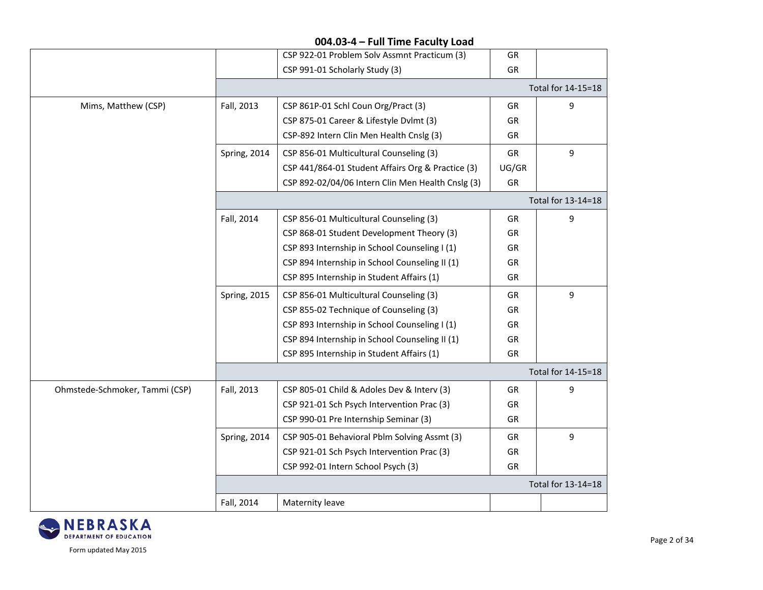## 004.03-4 – Full Time Faculty Load

| | | | | |
|---|---|---|---|---|
| | | CSP 922-01 Problem Solv Assmnt Practicum (3) | GR | |
| | | CSP 991-01 Scholarly Study (3) | GR | |
| | | | | Total for 14-15=18 |
| Mims, Matthew (CSP) | Fall, 2013 | CSP 861P-01 Schl Coun Org/Pract (3) | GR | 9 |
| | | CSP 875-01 Career & Lifestyle Dvlmt (3) | GR | |
| | | CSP-892 Intern Clin Men Health Cnslg (3) | GR | |
| | Spring, 2014 | CSP 856-01 Multicultural Counseling (3) | GR | 9 |
| | | CSP 441/864-01 Student Affairs Org & Practice (3) | UG/GR | |
| | | CSP 892-02/04/06 Intern Clin Men Health Cnslg (3) | GR | |
| | | | | Total for 13-14=18 |
| | Fall, 2014 | CSP 856-01 Multicultural Counseling (3) | GR | 9 |
| | | CSP 868-01 Student Development Theory (3) | GR | |
| | | CSP 893 Internship in School Counseling I (1) | GR | |
| | | CSP 894 Internship in School Counseling II (1) | GR | |
| | | CSP 895 Internship in Student Affairs (1) | GR | |
| | Spring, 2015 | CSP 856-01 Multicultural Counseling (3) | GR | 9 |
| | | CSP 855-02 Technique of Counseling (3) | GR | |
| | | CSP 893 Internship in School Counseling I (1) | GR | |
| | | CSP 894 Internship in School Counseling II (1) | GR | |
| | | CSP 895 Internship in Student Affairs (1) | GR | |
| | | | | Total for 14-15=18 |
| Ohmstede-Schmoker, Tammi (CSP) | Fall, 2013 | CSP 805-01 Child & Adoles Dev & Interv (3) | GR | 9 |
| | | CSP 921-01 Sch Psych Intervention Prac (3) | GR | |
| | | CSP 990-01 Pre Internship Seminar (3) | GR | |
| | Spring, 2014 | CSP 905-01 Behavioral Pblm Solving Assmt (3) | GR | 9 |
| | | CSP 921-01 Sch Psych Intervention Prac (3) | GR | |
| | | CSP 992-01 Intern School Psych (3) | GR | |
| | | | | Total for 13-14=18 |
| | Fall, 2014 | Maternity leave | | |

Form updated May 2015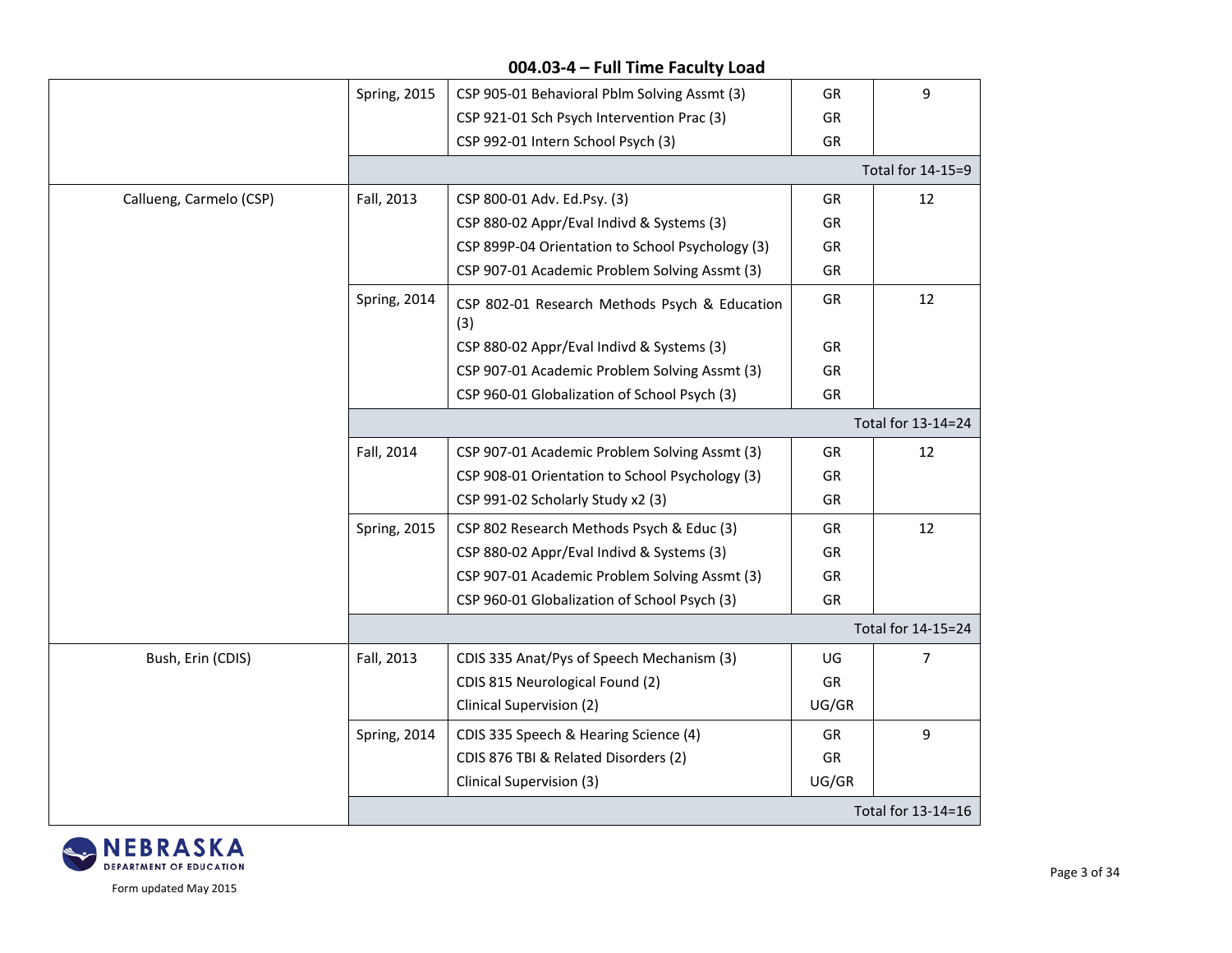## 004.03-4 – Full Time Faculty Load

| | | | | |
|---|---|---|---|---|
| | Spring, 2015 | CSP 905-01 Behavioral Pblm Solving Assmt (3) | GR | 9 |
| | | CSP 921-01 Sch Psych Intervention Prac (3) | GR | |
| | | CSP 992-01 Intern School Psych (3) | GR | |
| | | | | Total for 14-15=9 |
| Callueng, Carmelo (CSP) | Fall, 2013 | CSP 800-01 Adv. Ed.Psy. (3) | GR | 12 |
| | | CSP 880-02 Appr/Eval Indivd & Systems (3) | GR | |
| | | CSP 899P-04 Orientation to School Psychology (3) | GR | |
| | | CSP 907-01 Academic Problem Solving Assmt (3) | GR | |
| | Spring, 2014 | CSP 802-01 Research Methods Psych & Education (3) | GR | 12 |
| | | CSP 880-02 Appr/Eval Indivd & Systems (3) | GR | |
| | | CSP 907-01 Academic Problem Solving Assmt (3) | GR | |
| | | CSP 960-01 Globalization of School Psych (3) | GR | |
| | | | | Total for 13-14=24 |
| | Fall, 2014 | CSP 907-01 Academic Problem Solving Assmt (3) | GR | 12 |
| | | CSP 908-01 Orientation to School Psychology (3) | GR | |
| | | CSP 991-02 Scholarly Study x2 (3) | GR | |
| | Spring, 2015 | CSP 802 Research Methods Psych & Educ (3) | GR | 12 |
| | | CSP 880-02 Appr/Eval Indivd & Systems (3) | GR | |
| | | CSP 907-01 Academic Problem Solving Assmt (3) | GR | |
| | | CSP 960-01 Globalization of School Psych (3) | GR | |
| | | | | Total for 14-15=24 |
| Bush, Erin (CDIS) | Fall, 2013 | CDIS 335 Anat/Pys of Speech Mechanism (3) | UG | 7 |
| | | CDIS 815 Neurological Found (2) | GR | |
| | | Clinical Supervision (2) | UG/GR | |
| | Spring, 2014 | CDIS 335 Speech & Hearing Science (4) | GR | 9 |
| | | CDIS 876 TBI & Related Disorders (2) | GR | |
| | | Clinical Supervision (3) | UG/GR | |
| | | | | Total for 13-14=16 |

Form updated May 2015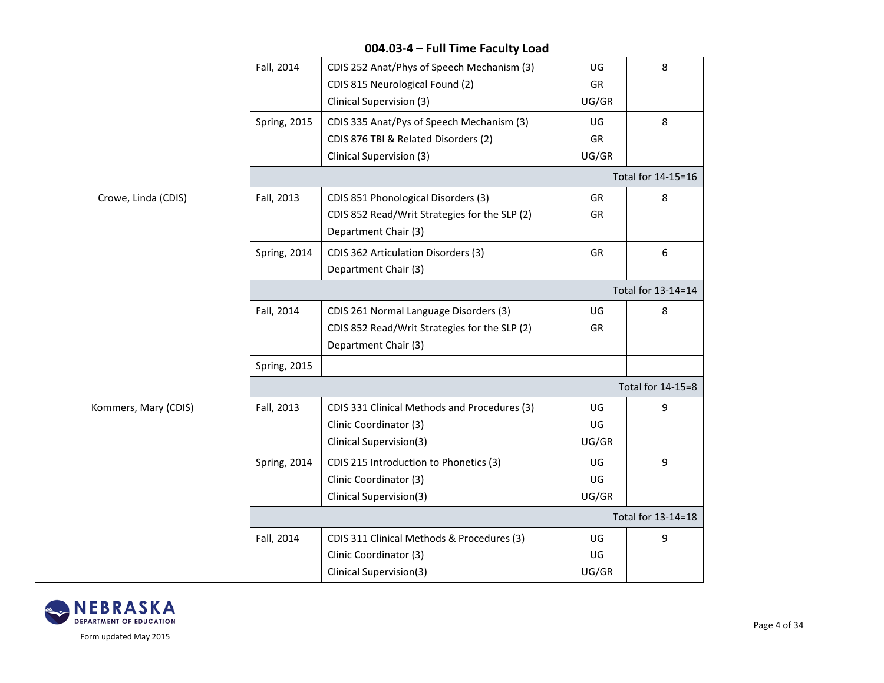## 004.03-4 – Full Time Faculty Load

| Faculty | Term | Courses | Level | Load |
|---|---|---|---|---|
| | Fall, 2014 | CDIS 252 Anat/Phys of Speech Mechanism (3)<br>CDIS 815 Neurological Found (2)<br>Clinical Supervision (3) | UG<br>GR<br>UG/GR | 8 |
| | Spring, 2015 | CDIS 335 Anat/Pys of Speech Mechanism (3)<br>CDIS 876 TBI & Related Disorders (2)<br>Clinical Supervision (3) | UG<br>GR<br>UG/GR | 8 |
| | | | | Total for 14-15=16 |
| Crowe, Linda (CDIS) | Fall, 2013 | CDIS 851 Phonological Disorders (3)<br>CDIS 852 Read/Writ Strategies for the SLP (2)<br>Department Chair (3) | GR<br>GR | 8 |
| | Spring, 2014 | CDIS 362 Articulation Disorders (3)<br>Department Chair (3) | GR | 6 |
| | | | | Total for 13-14=14 |
| | Fall, 2014 | CDIS 261 Normal Language Disorders (3)<br>CDIS 852 Read/Writ Strategies for the SLP (2)<br>Department Chair (3) | UG<br>GR | 8 |
| | Spring, 2015 | | | |
| | | | | Total for 14-15=8 |
| Kommers, Mary (CDIS) | Fall, 2013 | CDIS 331 Clinical Methods and Procedures (3)<br>Clinic Coordinator (3)<br>Clinical Supervision(3) | UG<br>UG<br>UG/GR | 9 |
| | Spring, 2014 | CDIS 215 Introduction to Phonetics (3)<br>Clinic Coordinator (3)<br>Clinical Supervision(3) | UG<br>UG<br>UG/GR | 9 |
| | | | | Total for 13-14=18 |
| | Fall, 2014 | CDIS 311 Clinical Methods & Procedures (3)<br>Clinic Coordinator (3)<br>Clinical Supervision(3) | UG<br>UG<br>UG/GR | 9 |

NEBRASKA DEPARTMENT OF EDUCATION

Form updated May 2015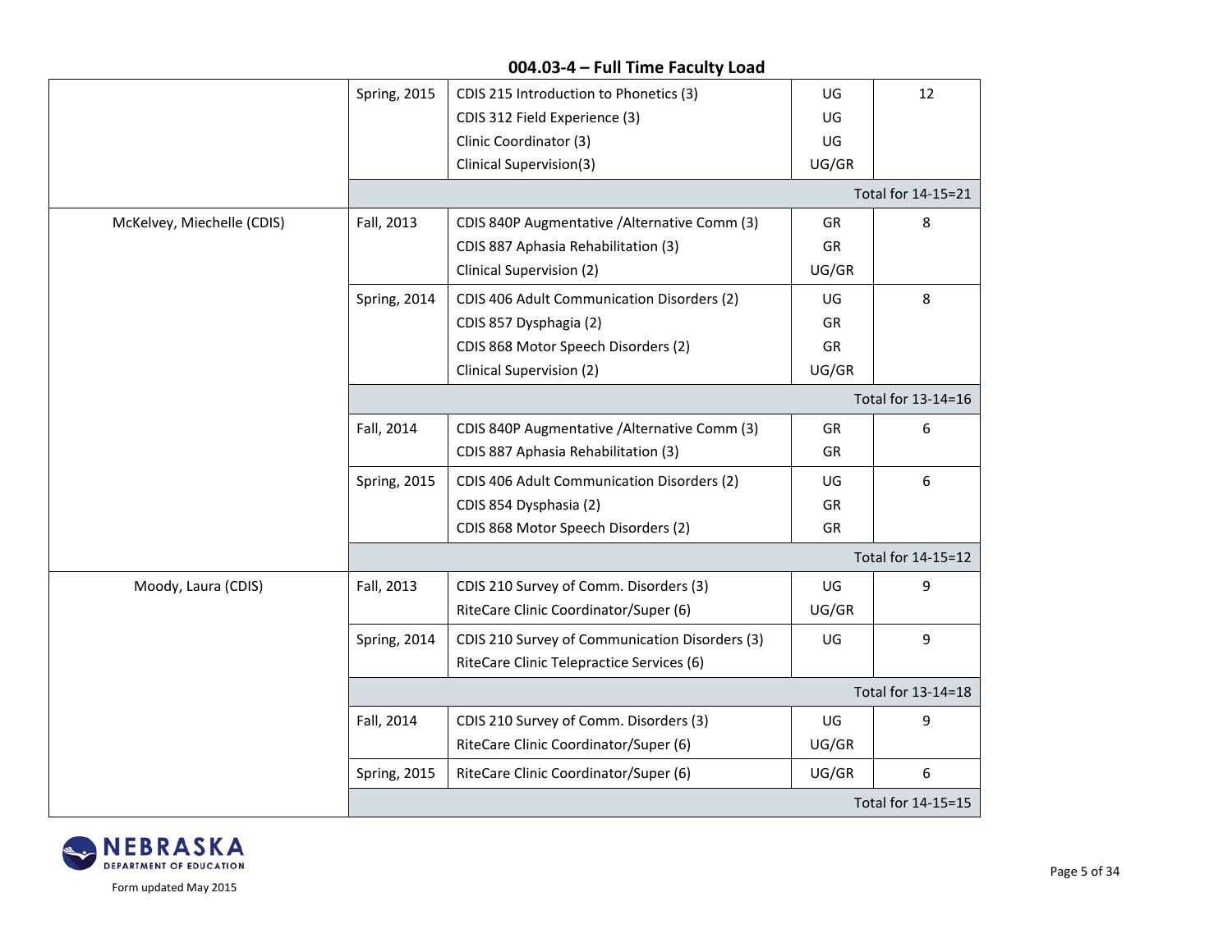## 004.03-4 – Full Time Faculty Load

| Faculty | Semester | Course | Level | Hours |
|---|---|---|---|---|
| | Spring, 2015 | CDIS 215 Introduction to Phonetics (3)<br>CDIS 312 Field Experience (3)<br>Clinic Coordinator (3)<br>Clinical Supervision(3) | UG<br>UG<br>UG<br>UG/GR | 12 |
| | | | | Total for 14-15=21 |
| McKelvey, Miechelle (CDIS) | Fall, 2013 | CDIS 840P Augmentative /Alternative Comm (3)<br>CDIS 887 Aphasia Rehabilitation (3)<br>Clinical Supervision (2) | GR<br>GR<br>UG/GR | 8 |
| | Spring, 2014 | CDIS 406 Adult Communication Disorders (2)<br>CDIS 857 Dysphagia (2)<br>CDIS 868 Motor Speech Disorders (2)<br>Clinical Supervision (2) | UG<br>GR<br>GR<br>UG/GR | 8 |
| | | | | Total for 13-14=16 |
| | Fall, 2014 | CDIS 840P Augmentative /Alternative Comm (3)<br>CDIS 887 Aphasia Rehabilitation (3) | GR<br>GR | 6 |
| | Spring, 2015 | CDIS 406 Adult Communication Disorders (2)<br>CDIS 854 Dysphasia (2)<br>CDIS 868 Motor Speech Disorders (2) | UG<br>GR<br>GR | 6 |
| | | | | Total for 14-15=12 |
| Moody, Laura (CDIS) | Fall, 2013 | CDIS 210 Survey of Comm. Disorders (3)<br>RiteCare Clinic Coordinator/Super (6) | UG<br>UG/GR | 9 |
| | Spring, 2014 | CDIS 210 Survey of Communication Disorders (3)<br>RiteCare Clinic Telepractice Services (6) | UG | 9 |
| | | | | Total for 13-14=18 |
| | Fall, 2014 | CDIS 210 Survey of Comm. Disorders (3)<br>RiteCare Clinic Coordinator/Super (6) | UG<br>UG/GR | 9 |
| | Spring, 2015 | RiteCare Clinic Coordinator/Super (6) | UG/GR | 6 |
| | | | | Total for 14-15=15 |

Form updated May 2015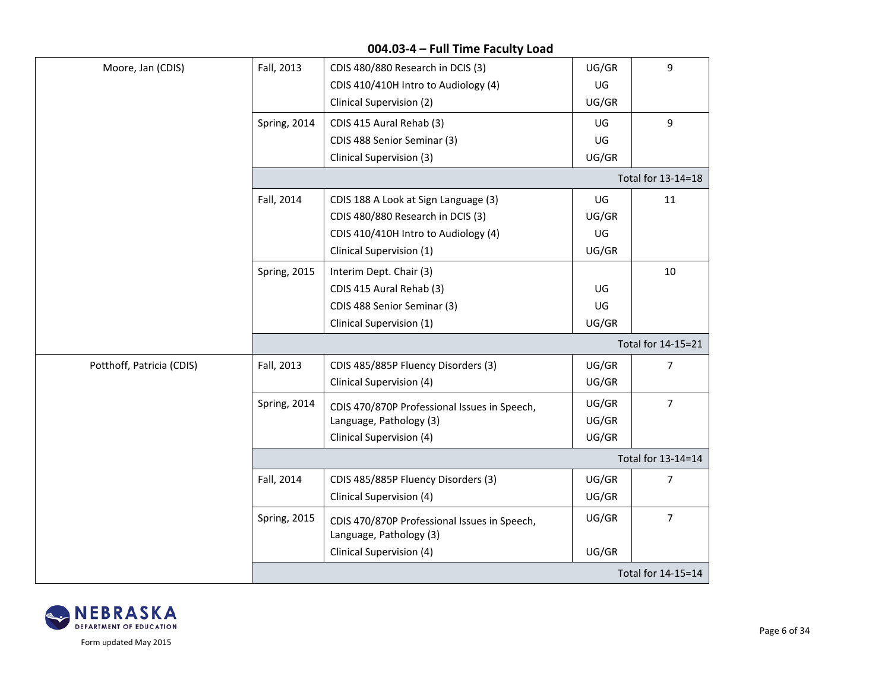## 004.03-4 – Full Time Faculty Load

| Faculty | Semester | Courses | Level | Load |
|---|---|---|---|---|
| Moore, Jan (CDIS) | Fall, 2013 | CDIS 480/880 Research in DCIS (3)<br>CDIS 410/410H Intro to Audiology (4)<br>Clinical Supervision (2) | UG/GR<br>UG<br>UG/GR | 9 |
| | Spring, 2014 | CDIS 415 Aural Rehab (3)<br>CDIS 488 Senior Seminar (3)<br>Clinical Supervision (3) | UG<br>UG<br>UG/GR | 9 |
| | | | | Total for 13-14=18 |
| | Fall, 2014 | CDIS 188 A Look at Sign Language (3)<br>CDIS 480/880 Research in DCIS (3)<br>CDIS 410/410H Intro to Audiology (4)<br>Clinical Supervision (1) | UG<br>UG/GR<br>UG<br>UG/GR | 11 |
| | Spring, 2015 | Interim Dept. Chair (3)<br>CDIS 415 Aural Rehab (3)<br>CDIS 488 Senior Seminar (3)<br>Clinical Supervision (1) | <br>UG<br>UG<br>UG/GR | 10 |
| | | | | Total for 14-15=21 |
| Potthoff, Patricia (CDIS) | Fall, 2013 | CDIS 485/885P Fluency Disorders (3)<br>Clinical Supervision (4) | UG/GR<br>UG/GR | 7 |
| | Spring, 2014 | CDIS 470/870P Professional Issues in Speech, Language, Pathology (3)<br>Clinical Supervision (4) | UG/GR<br>UG/GR<br>UG/GR | 7 |
| | | | | Total for 13-14=14 |
| | Fall, 2014 | CDIS 485/885P Fluency Disorders (3)<br>Clinical Supervision (4) | UG/GR<br>UG/GR | 7 |
| | Spring, 2015 | CDIS 470/870P Professional Issues in Speech, Language, Pathology (3)<br>Clinical Supervision (4) | UG/GR<br>UG/GR | 7 |
| | | | | Total for 14-15=14 |

Form updated May 2015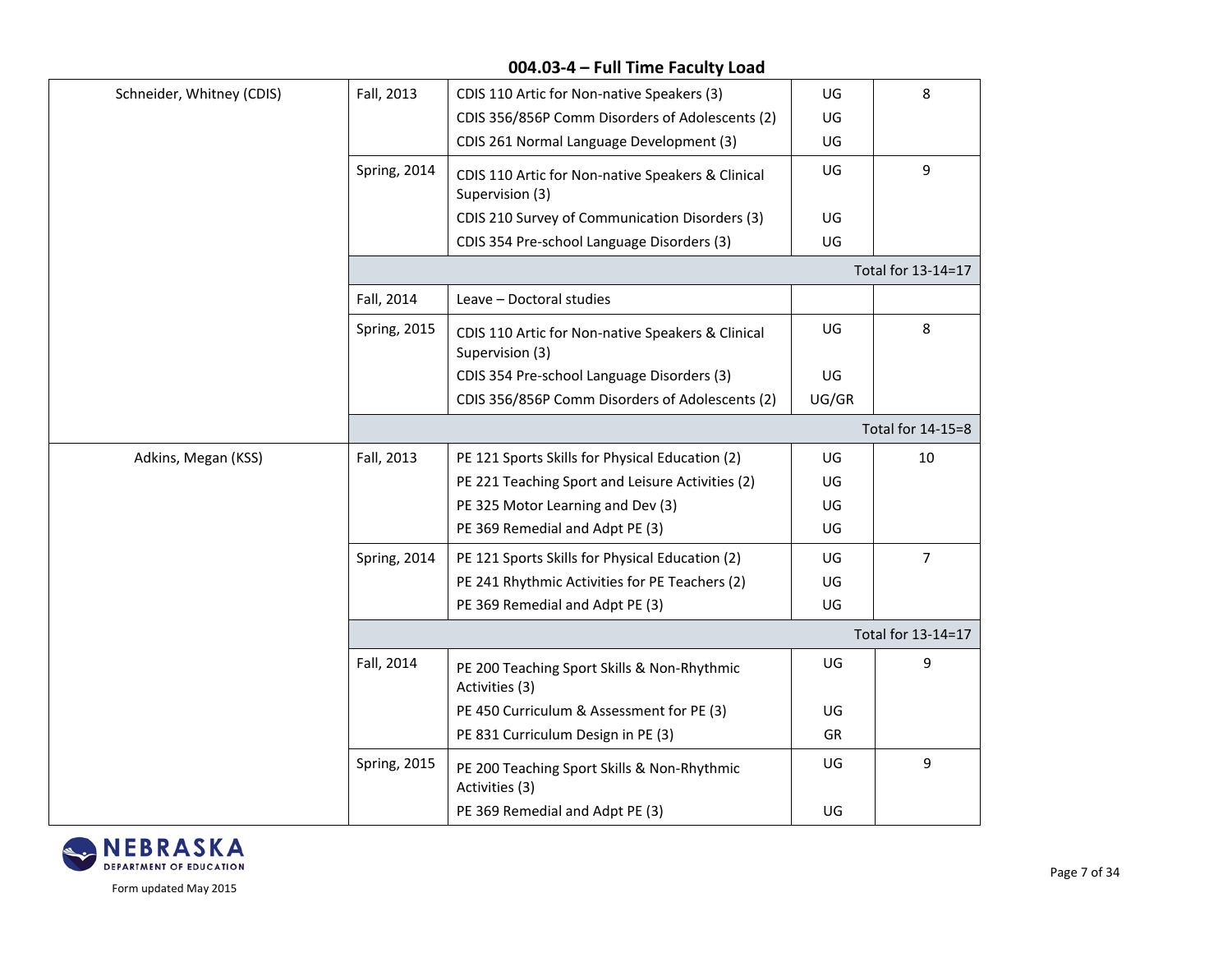## 004.03-4 – Full Time Faculty Load

| | | | | |
|---|---|---|---|---|
| Schneider, Whitney (CDIS) | Fall, 2013 | CDIS 110 Artic for Non-native Speakers (3) | UG | 8 |
| | | CDIS 356/856P Comm Disorders of Adolescents (2) | UG | |
| | | CDIS 261 Normal Language Development (3) | UG | |
| | Spring, 2014 | CDIS 110 Artic for Non-native Speakers & Clinical Supervision (3) | UG | 9 |
| | | CDIS 210 Survey of Communication Disorders (3) | UG | |
| | | CDIS 354 Pre-school Language Disorders (3) | UG | |
| | | | | Total for 13-14=17 |
| | Fall, 2014 | Leave – Doctoral studies | | |
| | Spring, 2015 | CDIS 110 Artic for Non-native Speakers & Clinical Supervision (3) | UG | 8 |
| | | CDIS 354 Pre-school Language Disorders (3) | UG | |
| | | CDIS 356/856P Comm Disorders of Adolescents (2) | UG/GR | |
| | | | | Total for 14-15=8 |
| Adkins, Megan (KSS) | Fall, 2013 | PE 121 Sports Skills for Physical Education (2) | UG | 10 |
| | | PE 221 Teaching Sport and Leisure Activities (2) | UG | |
| | | PE 325 Motor Learning and Dev (3) | UG | |
| | | PE 369 Remedial and Adpt PE (3) | UG | |
| | Spring, 2014 | PE 121 Sports Skills for Physical Education (2) | UG | 7 |
| | | PE 241 Rhythmic Activities for PE Teachers (2) | UG | |
| | | PE 369 Remedial and Adpt PE (3) | UG | |
| | | | | Total for 13-14=17 |
| | Fall, 2014 | PE 200 Teaching Sport Skills & Non-Rhythmic Activities (3) | UG | 9 |
| | | PE 450 Curriculum & Assessment for PE (3) | UG | |
| | | PE 831 Curriculum Design in PE (3) | GR | |
| | Spring, 2015 | PE 200 Teaching Sport Skills & Non-Rhythmic Activities (3) | UG | 9 |
| | | PE 369 Remedial and Adpt PE (3) | UG | |

Form updated May 2015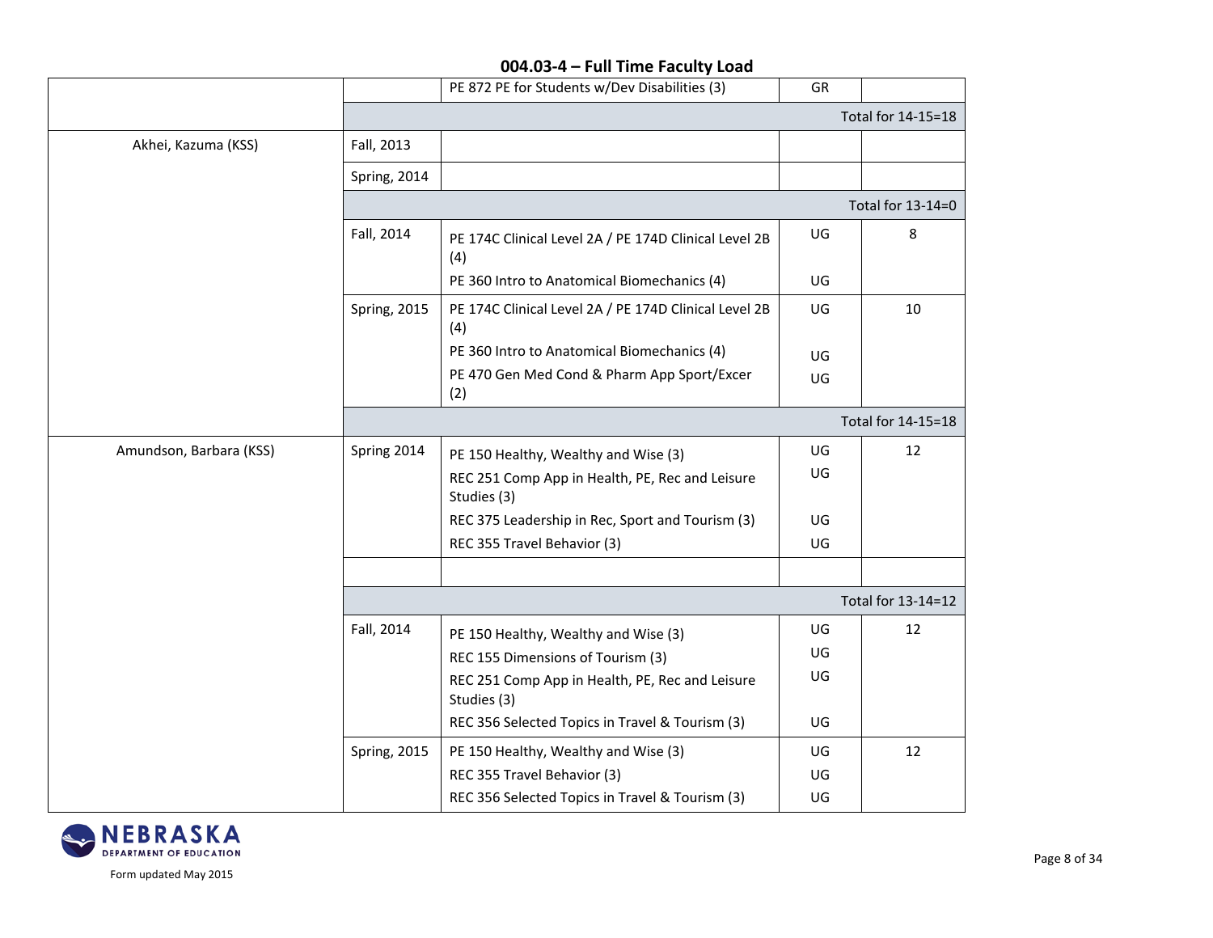## 004.03-4 – Full Time Faculty Load

| | | | | |
|---|---|---|---|---|
| | | PE 872 PE for Students w/Dev Disabilities (3) | GR | |
| | | | | Total for 14-15=18 |
| Akhei, Kazuma (KSS) | Fall, 2013 | | | |
| | Spring, 2014 | | | |
| | | | | Total for 13-14=0 |
| | Fall, 2014 | PE 174C Clinical Level 2A / PE 174D Clinical Level 2B (4) | UG | 8 |
| | | PE 360 Intro to Anatomical Biomechanics (4) | UG | |
| | Spring, 2015 | PE 174C Clinical Level 2A / PE 174D Clinical Level 2B (4) | UG | 10 |
| | | PE 360 Intro to Anatomical Biomechanics (4) | UG | |
| | | PE 470 Gen Med Cond & Pharm App Sport/Excer (2) | UG | |
| | | | | Total for 14-15=18 |
| Amundson, Barbara (KSS) | Spring 2014 | PE 150 Healthy, Wealthy and Wise (3) | UG | 12 |
| | | REC 251 Comp App in Health, PE, Rec and Leisure Studies (3) | UG | |
| | | REC 375 Leadership in Rec, Sport and Tourism (3) | UG | |
| | | REC 355 Travel Behavior (3) | UG | |
| | | | | |
| | | | | Total for 13-14=12 |
| | Fall, 2014 | PE 150 Healthy, Wealthy and Wise (3) | UG | 12 |
| | | REC 155 Dimensions of Tourism (3) | UG | |
| | | REC 251 Comp App in Health, PE, Rec and Leisure Studies (3) | UG | |
| | | REC 356 Selected Topics in Travel & Tourism (3) | UG | |
| | Spring, 2015 | PE 150 Healthy, Wealthy and Wise (3) | UG | 12 |
| | | REC 355 Travel Behavior (3) | UG | |
| | | REC 356 Selected Topics in Travel & Tourism (3) | UG | |

NEBRASKA DEPARTMENT OF EDUCATION

Form updated May 2015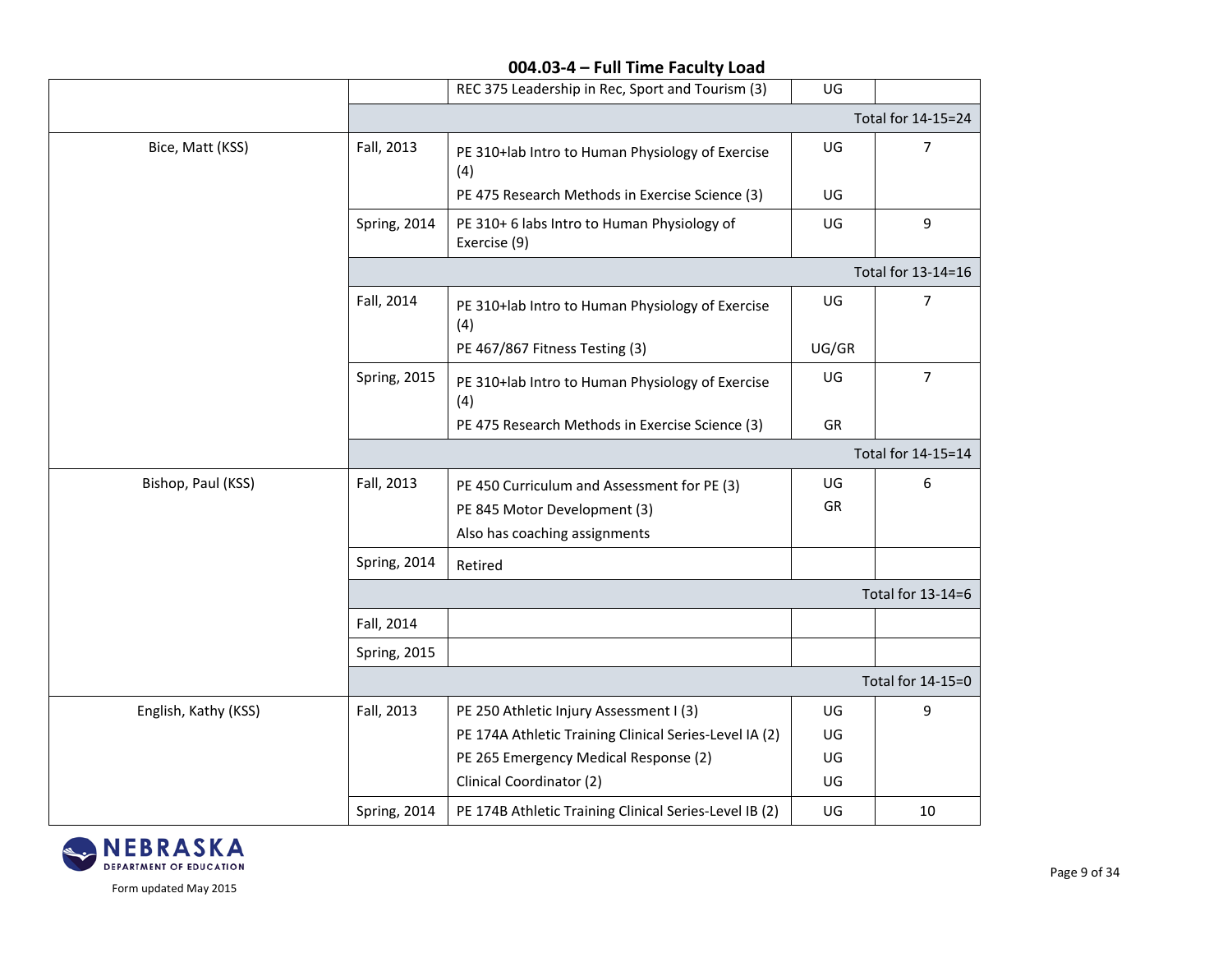## 004.03-4 – Full Time Faculty Load

| | | | | |
|---|---|---|---|---|
| | | REC 375 Leadership in Rec, Sport and Tourism (3) | UG | |
| | | | | Total for 14-15=24 |
| Bice, Matt (KSS) | Fall, 2013 | PE 310+lab Intro to Human Physiology of Exercise (4) | UG | 7 |
| | | PE 475 Research Methods in Exercise Science (3) | UG | |
| | Spring, 2014 | PE 310+ 6 labs Intro to Human Physiology of Exercise (9) | UG | 9 |
| | | | | Total for 13-14=16 |
| | Fall, 2014 | PE 310+lab Intro to Human Physiology of Exercise (4) | UG | 7 |
| | | PE 467/867 Fitness Testing (3) | UG/GR | |
| | Spring, 2015 | PE 310+lab Intro to Human Physiology of Exercise (4) | UG | 7 |
| | | PE 475 Research Methods in Exercise Science (3) | GR | |
| | | | | Total for 14-15=14 |
| Bishop, Paul (KSS) | Fall, 2013 | PE 450 Curriculum and Assessment for PE (3) | UG | 6 |
| | | PE 845 Motor Development (3) | GR | |
| | | Also has coaching assignments | | |
| | Spring, 2014 | Retired | | |
| | | | | Total for 13-14=6 |
| | Fall, 2014 | | | |
| | Spring, 2015 | | | |
| | | | | Total for 14-15=0 |
| English, Kathy (KSS) | Fall, 2013 | PE 250 Athletic Injury Assessment I (3) | UG | 9 |
| | | PE 174A Athletic Training Clinical Series-Level IA (2) | UG | |
| | | PE 265 Emergency Medical Response (2) | UG | |
| | | Clinical Coordinator (2) | UG | |
| | Spring, 2014 | PE 174B Athletic Training Clinical Series-Level IB (2) | UG | 10 |

Form updated May 2015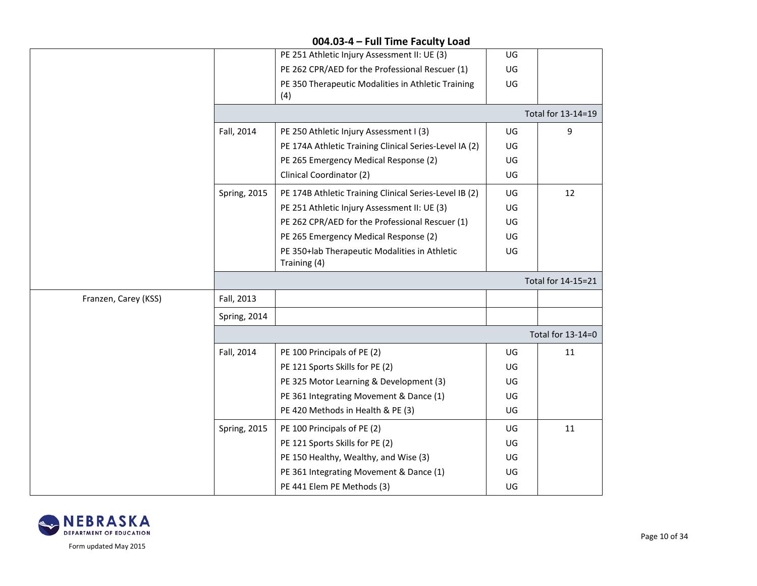## 004.03-4 – Full Time Faculty Load

| | | | | |
|---|---|---|---|---|
| | | PE 251 Athletic Injury Assessment II: UE (3) | UG | |
| | | PE 262 CPR/AED for the Professional Rescuer (1) | UG | |
| | | PE 350 Therapeutic Modalities in Athletic Training (4) | UG | |
| | | | | Total for 13-14=19 |
| | Fall, 2014 | PE 250 Athletic Injury Assessment I (3) | UG | 9 |
| | | PE 174A Athletic Training Clinical Series-Level IA (2) | UG | |
| | | PE 265 Emergency Medical Response (2) | UG | |
| | | Clinical Coordinator (2) | UG | |
| | Spring, 2015 | PE 174B Athletic Training Clinical Series-Level IB (2) | UG | 12 |
| | | PE 251 Athletic Injury Assessment II: UE (3) | UG | |
| | | PE 262 CPR/AED for the Professional Rescuer (1) | UG | |
| | | PE 265 Emergency Medical Response (2) | UG | |
| | | PE 350+lab Therapeutic Modalities in Athletic Training (4) | UG | |
| | | | | Total for 14-15=21 |
| Franzen, Carey (KSS) | Fall, 2013 | | | |
| | Spring, 2014 | | | |
| | | | | Total for 13-14=0 |
| | Fall, 2014 | PE 100 Principals of PE (2) | UG | 11 |
| | | PE 121 Sports Skills for PE (2) | UG | |
| | | PE 325 Motor Learning & Development (3) | UG | |
| | | PE 361 Integrating Movement & Dance (1) | UG | |
| | | PE 420 Methods in Health & PE (3) | UG | |
| | Spring, 2015 | PE 100 Principals of PE (2) | UG | 11 |
| | | PE 121 Sports Skills for PE (2) | UG | |
| | | PE 150 Healthy, Wealthy, and Wise (3) | UG | |
| | | PE 361 Integrating Movement & Dance (1) | UG | |
| | | PE 441 Elem PE Methods (3) | UG | |

Form updated May 2015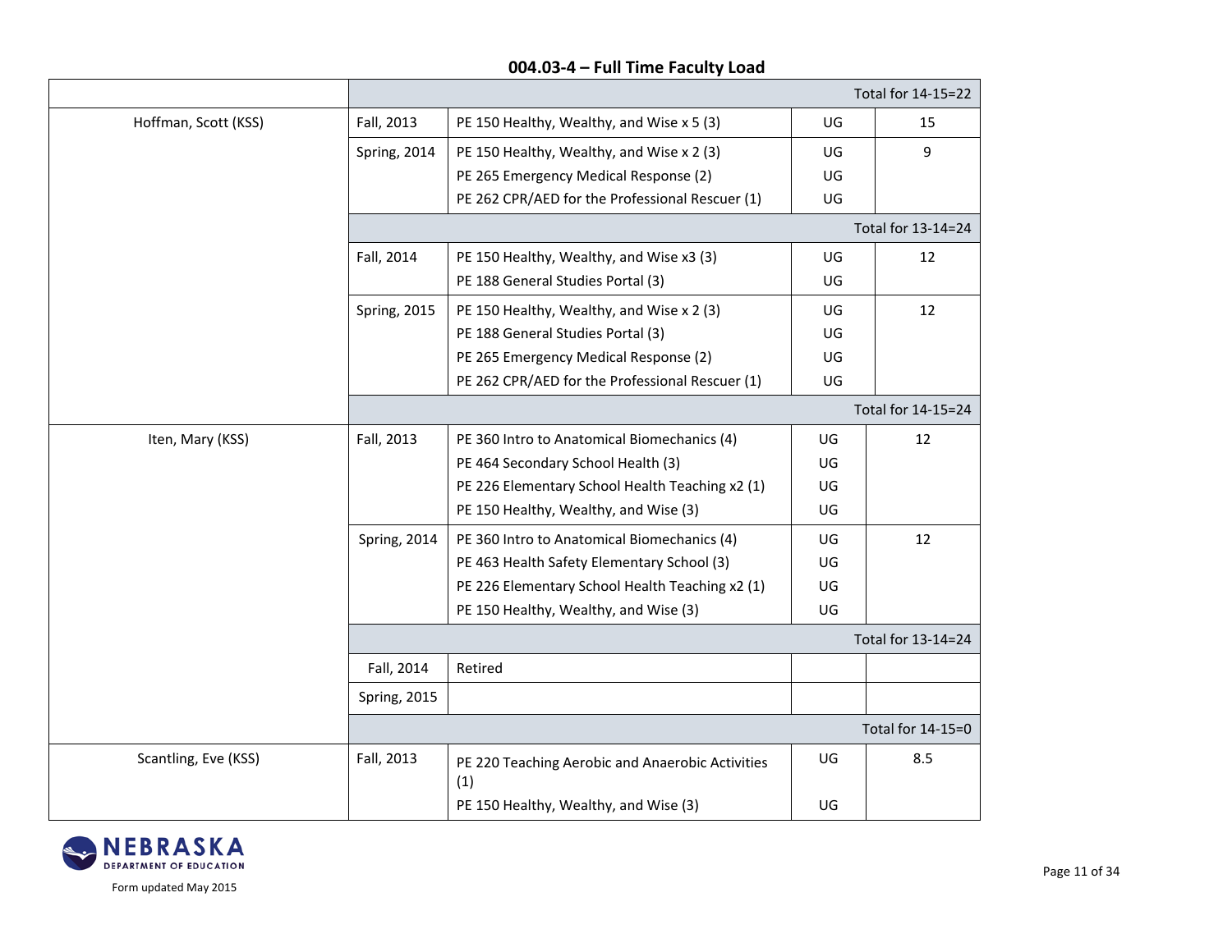## 004.03-4 – Full Time Faculty Load

| | | | | |
|---|---|---|---|---|
| | | | | Total for 14-15=22 |
| Hoffman, Scott (KSS) | Fall, 2013 | PE 150 Healthy, Wealthy, and Wise x 5 (3) | UG | 15 |
| | Spring, 2014 | PE 150 Healthy, Wealthy, and Wise x 2 (3)<br>PE 265 Emergency Medical Response (2)<br>PE 262 CPR/AED for the Professional Rescuer (1) | UG<br>UG<br>UG | 9 |
| | | | | Total for 13-14=24 |
| | Fall, 2014 | PE 150 Healthy, Wealthy, and Wise x3 (3)<br>PE 188 General Studies Portal (3) | UG<br>UG | 12 |
| | Spring, 2015 | PE 150 Healthy, Wealthy, and Wise x 2 (3)<br>PE 188 General Studies Portal (3)<br>PE 265 Emergency Medical Response (2)<br>PE 262 CPR/AED for the Professional Rescuer (1) | UG<br>UG<br>UG<br>UG | 12 |
| | | | | Total for 14-15=24 |
| Iten, Mary (KSS) | Fall, 2013 | PE 360 Intro to Anatomical Biomechanics (4)<br>PE 464 Secondary School Health (3)<br>PE 226 Elementary School Health Teaching x2 (1)<br>PE 150 Healthy, Wealthy, and Wise (3) | UG<br>UG<br>UG<br>UG | 12 |
| | Spring, 2014 | PE 360 Intro to Anatomical Biomechanics (4)<br>PE 463 Health Safety Elementary School (3)<br>PE 226 Elementary School Health Teaching x2 (1)<br>PE 150 Healthy, Wealthy, and Wise (3) | UG<br>UG<br>UG<br>UG | 12 |
| | | | | Total for 13-14=24 |
| | Fall, 2014 | Retired | | |
| | Spring, 2015 | | | |
| | | | | Total for 14-15=0 |
| Scantling, Eve (KSS) | Fall, 2013 | PE 220 Teaching Aerobic and Anaerobic Activities (1)<br>PE 150 Healthy, Wealthy, and Wise (3) | UG<br>UG | 8.5 |

Form updated May 2015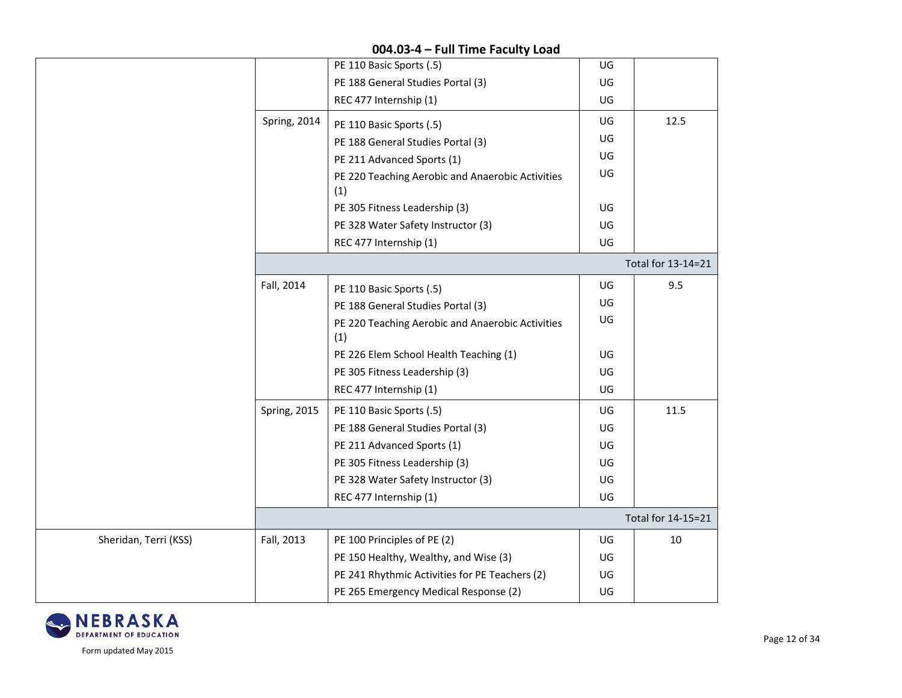## 004.03-4 – Full Time Faculty Load

| | | | | |
|---|---|---|---|---|
| | | PE 110 Basic Sports (.5) | UG | |
| | | PE 188 General Studies Portal (3) | UG | |
| | | REC 477 Internship (1) | UG | |
| | Spring, 2014 | PE 110 Basic Sports (.5) | UG | 12.5 |
| | | PE 188 General Studies Portal (3) | UG | |
| | | PE 211 Advanced Sports (1) | UG | |
| | | PE 220 Teaching Aerobic and Anaerobic Activities (1) | UG | |
| | | PE 305 Fitness Leadership (3) | UG | |
| | | PE 328 Water Safety Instructor (3) | UG | |
| | | REC 477 Internship (1) | UG | |
| | | | | Total for 13-14=21 |
| | Fall, 2014 | PE 110 Basic Sports (.5) | UG | 9.5 |
| | | PE 188 General Studies Portal (3) | UG | |
| | | PE 220 Teaching Aerobic and Anaerobic Activities (1) | UG | |
| | | PE 226 Elem School Health Teaching (1) | UG | |
| | | PE 305 Fitness Leadership (3) | UG | |
| | | REC 477 Internship (1) | UG | |
| | Spring, 2015 | PE 110 Basic Sports (.5) | UG | 11.5 |
| | | PE 188 General Studies Portal (3) | UG | |
| | | PE 211 Advanced Sports (1) | UG | |
| | | PE 305 Fitness Leadership (3) | UG | |
| | | PE 328 Water Safety Instructor (3) | UG | |
| | | REC 477 Internship (1) | UG | |
| | | | | Total for 14-15=21 |
| Sheridan, Terri (KSS) | Fall, 2013 | PE 100 Principles of PE (2) | UG | 10 |
| | | PE 150 Healthy, Wealthy, and Wise (3) | UG | |
| | | PE 241 Rhythmic Activities for PE Teachers (2) | UG | |
| | | PE 265 Emergency Medical Response (2) | UG | |

Form updated May 2015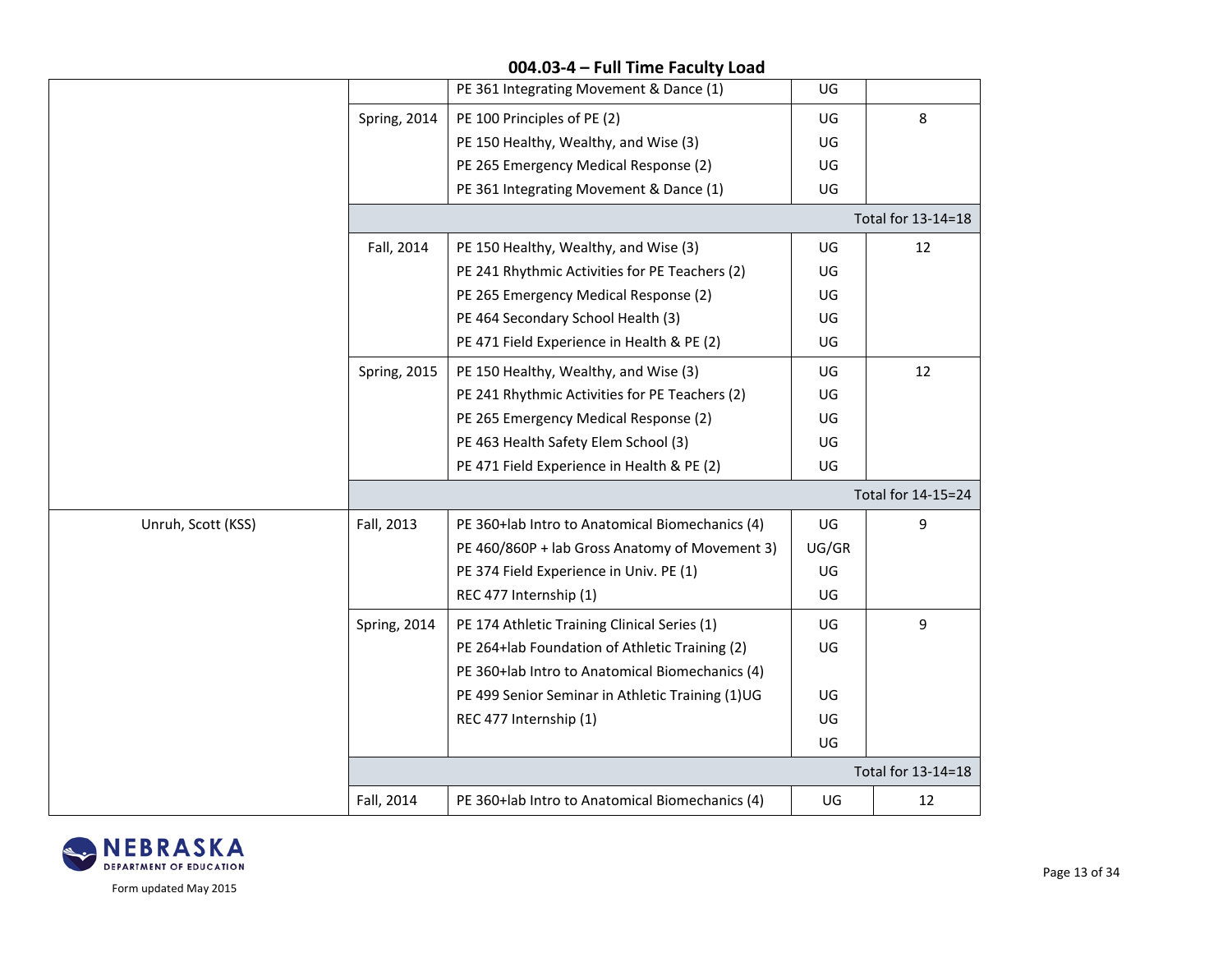## 004.03-4 – Full Time Faculty Load

| | | | | |
|---|---|---|---|---|
| | | PE 361 Integrating Movement & Dance (1) | UG | |
| | Spring, 2014 | PE 100 Principles of PE (2)<br>PE 150 Healthy, Wealthy, and Wise (3)<br>PE 265 Emergency Medical Response (2)<br>PE 361 Integrating Movement & Dance (1) | UG<br>UG<br>UG<br>UG | 8 |
| | | | | Total for 13-14=18 |
| | Fall, 2014 | PE 150 Healthy, Wealthy, and Wise (3)<br>PE 241 Rhythmic Activities for PE Teachers (2)<br>PE 265 Emergency Medical Response (2)<br>PE 464 Secondary School Health (3)<br>PE 471 Field Experience in Health & PE (2) | UG<br>UG<br>UG<br>UG<br>UG | 12 |
| | Spring, 2015 | PE 150 Healthy, Wealthy, and Wise (3)<br>PE 241 Rhythmic Activities for PE Teachers (2)<br>PE 265 Emergency Medical Response (2)<br>PE 463 Health Safety Elem School (3)<br>PE 471 Field Experience in Health & PE (2) | UG<br>UG<br>UG<br>UG<br>UG | 12 |
| | | | | Total for 14-15=24 |
| Unruh, Scott (KSS) | Fall, 2013 | PE 360+lab Intro to Anatomical Biomechanics (4)<br>PE 460/860P + lab Gross Anatomy of Movement 3)<br>PE 374 Field Experience in Univ. PE (1)<br>REC 477 Internship (1) | UG<br>UG/GR<br>UG<br>UG | 9 |
| | Spring, 2014 | PE 174 Athletic Training Clinical Series (1)<br>PE 264+lab Foundation of Athletic Training (2)<br>PE 360+lab Intro to Anatomical Biomechanics (4)<br>PE 499 Senior Seminar in Athletic Training (1)UG<br>REC 477 Internship (1) | UG<br>UG<br><br>UG<br>UG<br>UG | 9 |
| | | | | Total for 13-14=18 |
| | Fall, 2014 | PE 360+lab Intro to Anatomical Biomechanics (4) | UG | 12 |

Form updated May 2015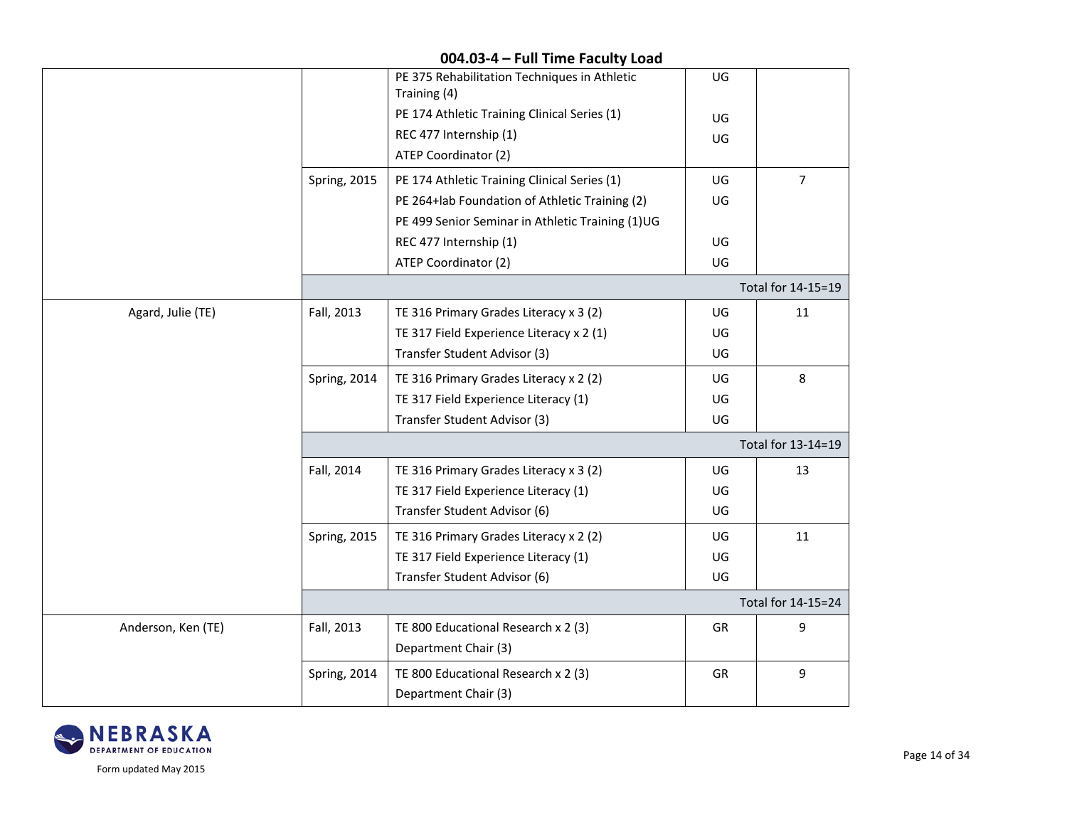## 004.03-4 – Full Time Faculty Load

| | | | | |
|---|---|---|---|---|
| | | PE 375 Rehabilitation Techniques in Athletic Training (4)<br>PE 174 Athletic Training Clinical Series (1)<br>REC 477 Internship (1)<br>ATEP Coordinator (2) | UG<br>UG<br>UG | |
| | Spring, 2015 | PE 174 Athletic Training Clinical Series (1)<br>PE 264+lab Foundation of Athletic Training (2)<br>PE 499 Senior Seminar in Athletic Training (1)UG<br>REC 477 Internship (1)<br>ATEP Coordinator (2) | UG<br>UG<br><br>UG<br>UG | 7 |
| | | | | Total for 14-15=19 |
| Agard, Julie (TE) | Fall, 2013 | TE 316 Primary Grades Literacy x 3 (2)<br>TE 317 Field Experience Literacy x 2 (1)<br>Transfer Student Advisor (3) | UG<br>UG<br>UG | 11 |
| | Spring, 2014 | TE 316 Primary Grades Literacy x 2 (2)<br>TE 317 Field Experience Literacy (1)<br>Transfer Student Advisor (3) | UG<br>UG<br>UG | 8 |
| | | | | Total for 13-14=19 |
| | Fall, 2014 | TE 316 Primary Grades Literacy x 3 (2)<br>TE 317 Field Experience Literacy (1)<br>Transfer Student Advisor (6) | UG<br>UG<br>UG | 13 |
| | Spring, 2015 | TE 316 Primary Grades Literacy x 2 (2)<br>TE 317 Field Experience Literacy (1)<br>Transfer Student Advisor (6) | UG<br>UG<br>UG | 11 |
| | | | | Total for 14-15=24 |
| Anderson, Ken (TE) | Fall, 2013 | TE 800 Educational Research x 2 (3)<br>Department Chair (3) | GR | 9 |
| | Spring, 2014 | TE 800 Educational Research x 2 (3)<br>Department Chair (3) | GR | 9 |

Form updated May 2015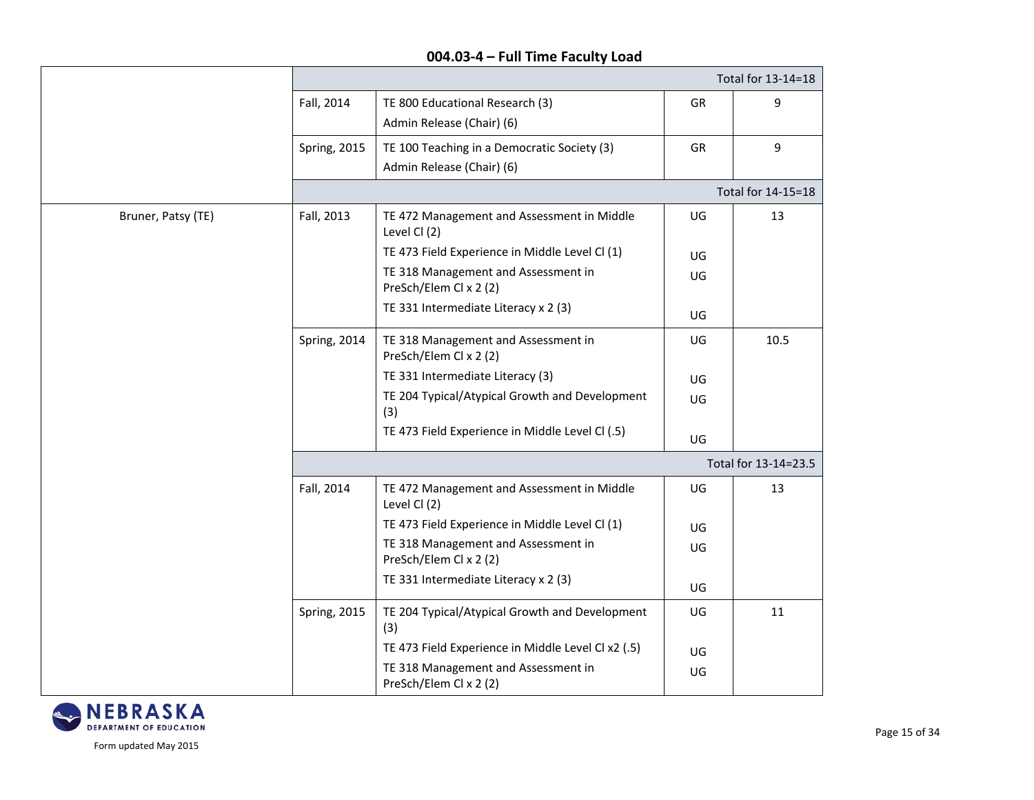## 004.03-4 – Full Time Faculty Load

| | | | | |
|---|---|---|---|---|
| | | | | Total for 13-14=18 |
| | Fall, 2014 | TE 800 Educational Research (3)<br>Admin Release (Chair) (6) | GR | 9 |
| | Spring, 2015 | TE 100 Teaching in a Democratic Society (3)<br>Admin Release (Chair) (6) | GR | 9 |
| | | | | Total for 14-15=18 |
| Bruner, Patsy (TE) | Fall, 2013 | TE 472 Management and Assessment in Middle Level Cl (2)<br>TE 473 Field Experience in Middle Level Cl (1)<br>TE 318 Management and Assessment in PreSch/Elem Cl x 2 (2)<br>TE 331 Intermediate Literacy x 2 (3) | UG<br>UG<br>UG<br>UG | 13 |
| | Spring, 2014 | TE 318 Management and Assessment in PreSch/Elem Cl x 2 (2)<br>TE 331 Intermediate Literacy (3)<br>TE 204 Typical/Atypical Growth and Development (3)<br>TE 473 Field Experience in Middle Level Cl (.5) | UG<br>UG<br>UG<br>UG | 10.5 |
| | | | | Total for 13-14=23.5 |
| | Fall, 2014 | TE 472 Management and Assessment in Middle Level Cl (2)<br>TE 473 Field Experience in Middle Level Cl (1)<br>TE 318 Management and Assessment in PreSch/Elem Cl x 2 (2)<br>TE 331 Intermediate Literacy x 2 (3) | UG<br>UG<br>UG<br>UG | 13 |
| | Spring, 2015 | TE 204 Typical/Atypical Growth and Development (3)<br>TE 473 Field Experience in Middle Level Cl x2 (.5)<br>TE 318 Management and Assessment in PreSch/Elem Cl x 2 (2) | UG<br>UG<br>UG | 11 |

Form updated May 2015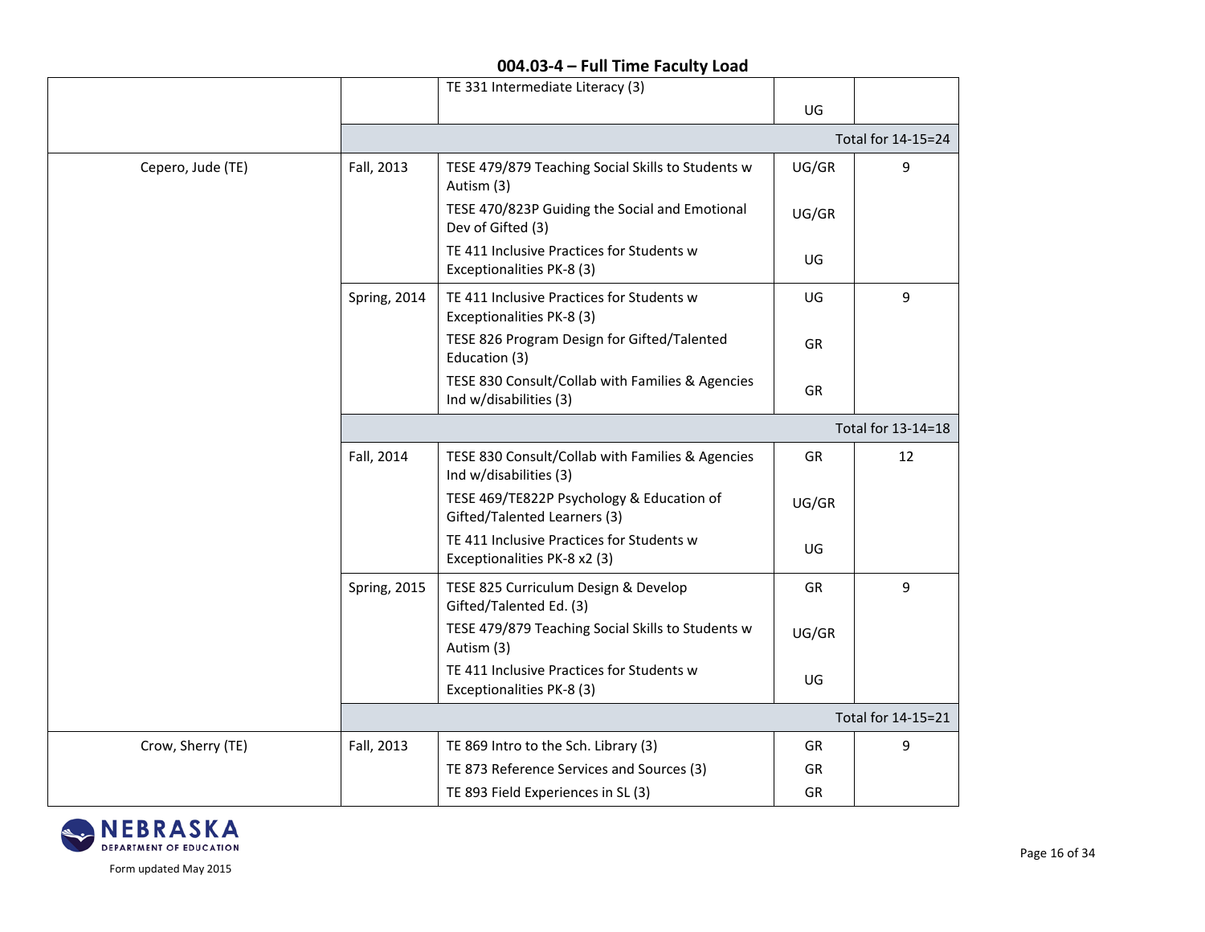## 004.03-4 – Full Time Faculty Load

| | | | | |
|---|---|---|---|---|
| | | TE 331 Intermediate Literacy (3) | UG | |
| | | | | Total for 14-15=24 |
| Cepero, Jude (TE) | Fall, 2013 | TESE 479/879 Teaching Social Skills to Students w Autism (3) | UG/GR | 9 |
| | | TESE 470/823P Guiding the Social and Emotional Dev of Gifted (3) | UG/GR | |
| | | TE 411 Inclusive Practices for Students w Exceptionalities PK-8 (3) | UG | |
| | Spring, 2014 | TE 411 Inclusive Practices for Students w Exceptionalities PK-8 (3) | UG | 9 |
| | | TESE 826 Program Design for Gifted/Talented Education (3) | GR | |
| | | TESE 830 Consult/Collab with Families & Agencies Ind w/disabilities (3) | GR | |
| | | | | Total for 13-14=18 |
| | Fall, 2014 | TESE 830 Consult/Collab with Families & Agencies Ind w/disabilities (3) | GR | 12 |
| | | TESE 469/TE822P Psychology & Education of Gifted/Talented Learners (3) | UG/GR | |
| | | TE 411 Inclusive Practices for Students w Exceptionalities PK-8 x2 (3) | UG | |
| | Spring, 2015 | TESE 825 Curriculum Design & Develop Gifted/Talented Ed. (3) | GR | 9 |
| | | TESE 479/879 Teaching Social Skills to Students w Autism (3) | UG/GR | |
| | | TE 411 Inclusive Practices for Students w Exceptionalities PK-8 (3) | UG | |
| | | | | Total for 14-15=21 |
| Crow, Sherry (TE) | Fall, 2013 | TE 869 Intro to the Sch. Library (3) | GR | 9 |
| | | TE 873 Reference Services and Sources (3) | GR | |
| | | TE 893 Field Experiences in SL (3) | GR | |

Form updated May 2015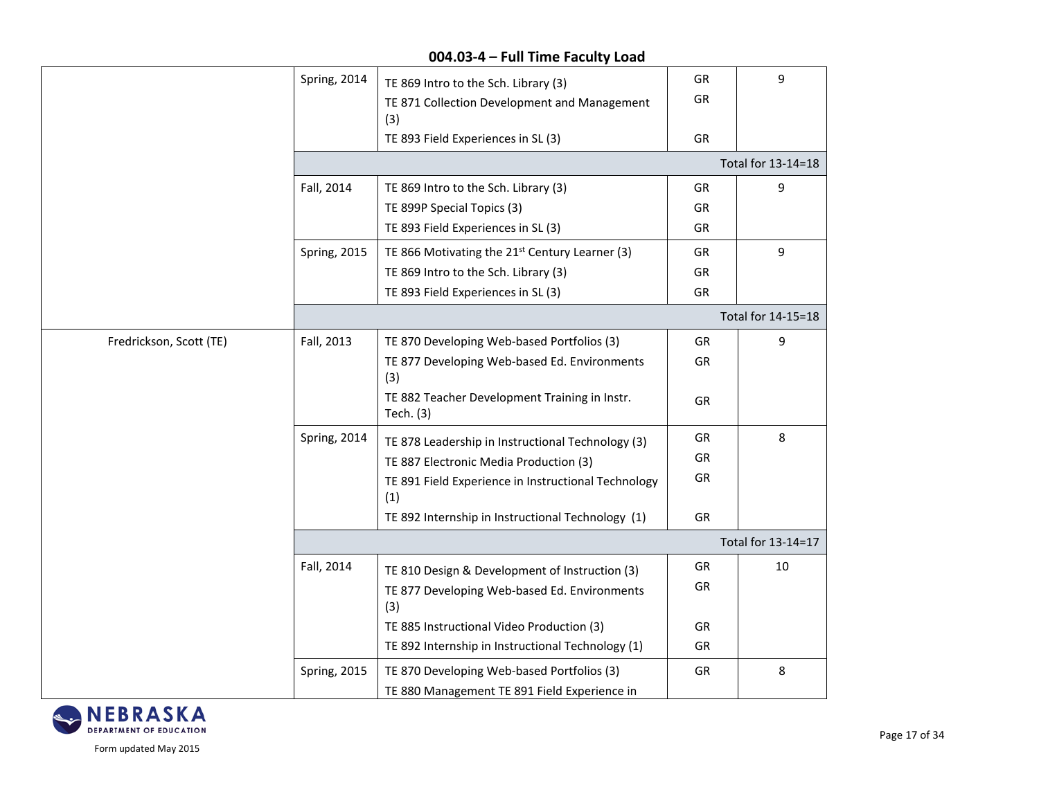## 004.03-4 – Full Time Faculty Load

| Faculty | Semester | Course | Level | Hours |
|---|---|---|---|---|
| | Spring, 2014 | TE 869 Intro to the Sch. Library (3)<br>TE 871 Collection Development and Management (3)<br>TE 893 Field Experiences in SL (3) | GR<br>GR<br>GR | 9 |
| | | | | Total for 13-14=18 |
| | Fall, 2014 | TE 869 Intro to the Sch. Library (3)<br>TE 899P Special Topics (3)<br>TE 893 Field Experiences in SL (3) | GR<br>GR<br>GR | 9 |
| | Spring, 2015 | TE 866 Motivating the 21st Century Learner (3)<br>TE 869 Intro to the Sch. Library (3)<br>TE 893 Field Experiences in SL (3) | GR<br>GR<br>GR | 9 |
| | | | | Total for 14-15=18 |
| Fredrickson, Scott (TE) | Fall, 2013 | TE 870 Developing Web-based Portfolios (3)<br>TE 877 Developing Web-based Ed. Environments (3)<br>TE 882 Teacher Development Training in Instr. Tech. (3) | GR<br>GR<br>GR | 9 |
| | Spring, 2014 | TE 878 Leadership in Instructional Technology (3)<br>TE 887 Electronic Media Production (3)<br>TE 891 Field Experience in Instructional Technology (1)<br>TE 892 Internship in Instructional Technology (1) | GR<br>GR<br>GR<br>GR | 8 |
| | | | | Total for 13-14=17 |
| | Fall, 2014 | TE 810 Design & Development of Instruction (3)<br>TE 877 Developing Web-based Ed. Environments (3)<br>TE 885 Instructional Video Production (3)<br>TE 892 Internship in Instructional Technology (1) | GR<br>GR<br>GR<br>GR | 10 |
| | Spring, 2015 | TE 870 Developing Web-based Portfolios (3)<br>TE 880 Management TE 891 Field Experience in | GR | 8 |

Form updated May 2015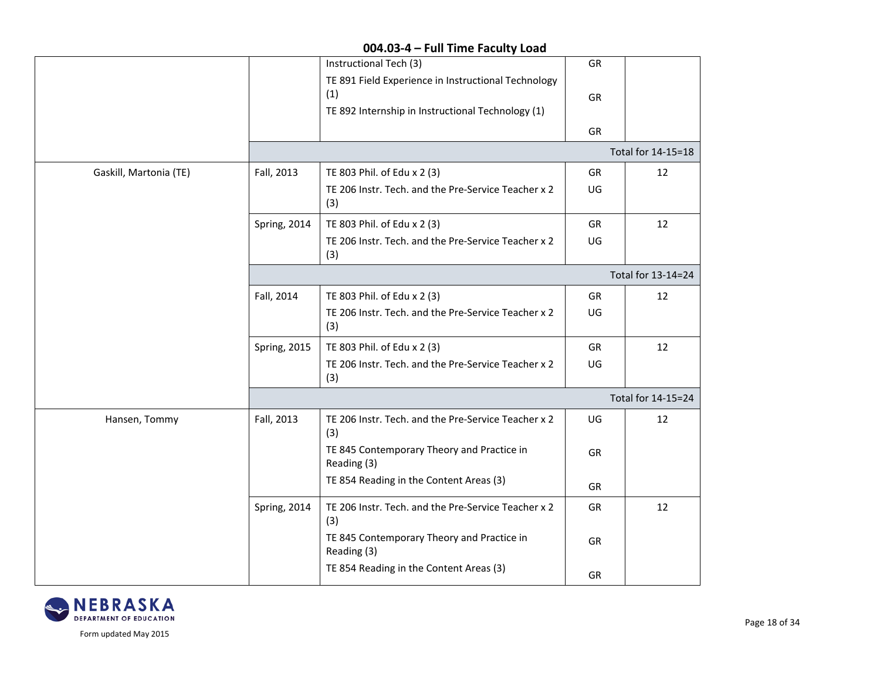## 004.03-4 – Full Time Faculty Load

| | | | | |
|---|---|---|---|---|
| | | Instructional Tech (3)<br>TE 891 Field Experience in Instructional Technology (1)<br>TE 892 Internship in Instructional Technology (1) | GR<br>GR<br>GR | |
| | | | | Total for 14-15=18 |
| Gaskill, Martonia (TE) | Fall, 2013 | TE 803 Phil. of Edu x 2 (3)<br>TE 206 Instr. Tech. and the Pre-Service Teacher x 2 (3) | GR<br>UG | 12 |
| | Spring, 2014 | TE 803 Phil. of Edu x 2 (3)<br>TE 206 Instr. Tech. and the Pre-Service Teacher x 2 (3) | GR<br>UG | 12 |
| | | | | Total for 13-14=24 |
| | Fall, 2014 | TE 803 Phil. of Edu x 2 (3)<br>TE 206 Instr. Tech. and the Pre-Service Teacher x 2 (3) | GR<br>UG | 12 |
| | Spring, 2015 | TE 803 Phil. of Edu x 2 (3)<br>TE 206 Instr. Tech. and the Pre-Service Teacher x 2 (3) | GR<br>UG | 12 |
| | | | | Total for 14-15=24 |
| Hansen, Tommy | Fall, 2013 | TE 206 Instr. Tech. and the Pre-Service Teacher x 2 (3)<br>TE 845 Contemporary Theory and Practice in Reading (3)<br>TE 854 Reading in the Content Areas (3) | UG<br>GR<br>GR | 12 |
| | Spring, 2014 | TE 206 Instr. Tech. and the Pre-Service Teacher x 2 (3)<br>TE 845 Contemporary Theory and Practice in Reading (3)<br>TE 854 Reading in the Content Areas (3) | GR<br>GR<br>GR | 12 |

Form updated May 2015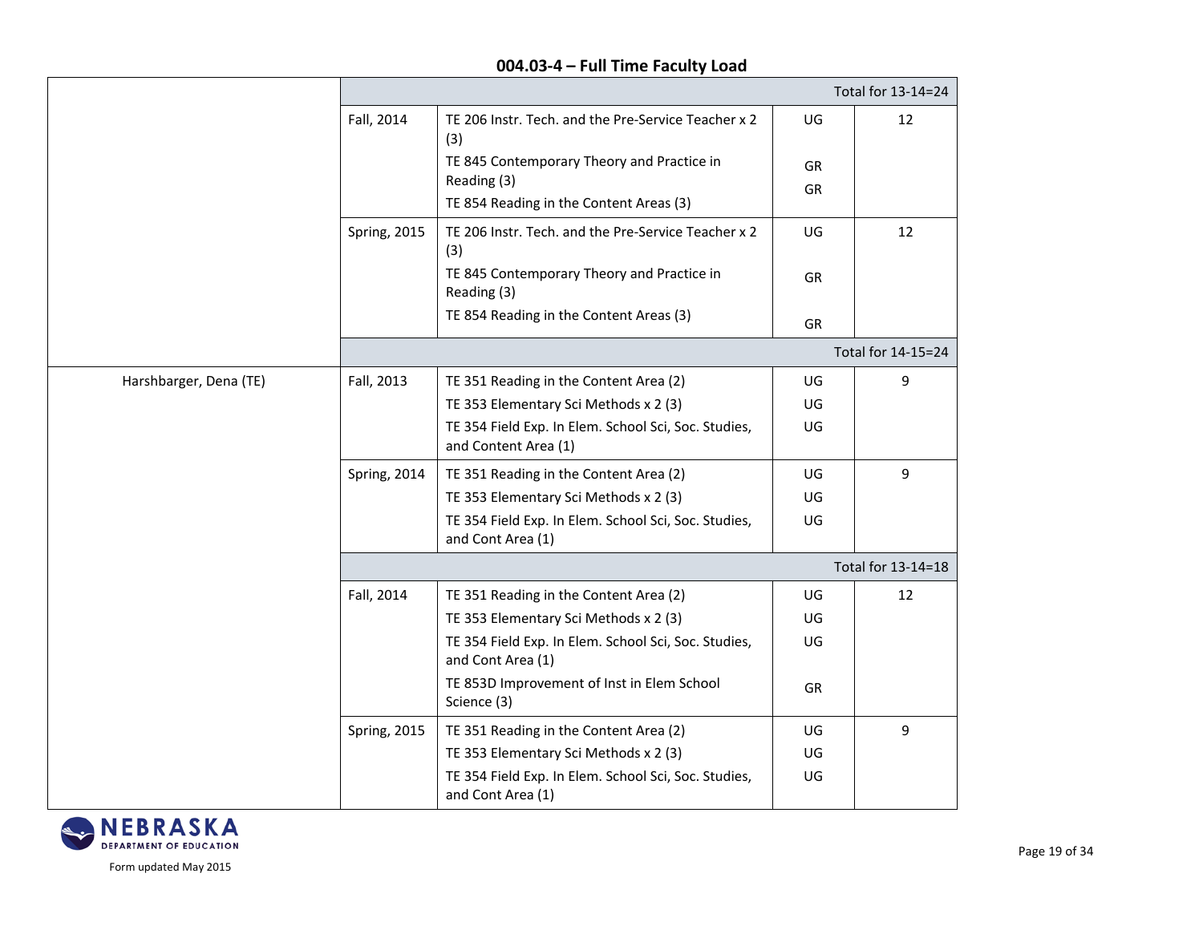## 004.03-4 – Full Time Faculty Load

| | | | | |
|---|---|---|---|---|
| | | | | Total for 13-14=24 |
| | Fall, 2014 | TE 206 Instr. Tech. and the Pre-Service Teacher x 2 (3)<br>TE 845 Contemporary Theory and Practice in Reading (3)<br>TE 854 Reading in the Content Areas (3) | UG<br>GR<br>GR | 12 |
| | Spring, 2015 | TE 206 Instr. Tech. and the Pre-Service Teacher x 2 (3)<br>TE 845 Contemporary Theory and Practice in Reading (3)<br>TE 854 Reading in the Content Areas (3) | UG<br>GR<br>GR | 12 |
| | | | | Total for 14-15=24 |
| Harshbarger, Dena (TE) | Fall, 2013 | TE 351 Reading in the Content Area (2)<br>TE 353 Elementary Sci Methods x 2 (3)<br>TE 354 Field Exp. In Elem. School Sci, Soc. Studies, and Content Area (1) | UG<br>UG<br>UG | 9 |
| | Spring, 2014 | TE 351 Reading in the Content Area (2)<br>TE 353 Elementary Sci Methods x 2 (3)<br>TE 354 Field Exp. In Elem. School Sci, Soc. Studies, and Cont Area (1) | UG<br>UG<br>UG | 9 |
| | | | | Total for 13-14=18 |
| | Fall, 2014 | TE 351 Reading in the Content Area (2)<br>TE 353 Elementary Sci Methods x 2 (3)<br>TE 354 Field Exp. In Elem. School Sci, Soc. Studies, and Cont Area (1)<br>TE 853D Improvement of Inst in Elem School Science (3) | UG<br>UG<br>UG<br>GR | 12 |
| | Spring, 2015 | TE 351 Reading in the Content Area (2)<br>TE 353 Elementary Sci Methods x 2 (3)<br>TE 354 Field Exp. In Elem. School Sci, Soc. Studies, and Cont Area (1) | UG<br>UG<br>UG | 9 |

NEBRASKA DEPARTMENT OF EDUCATION

Form updated May 2015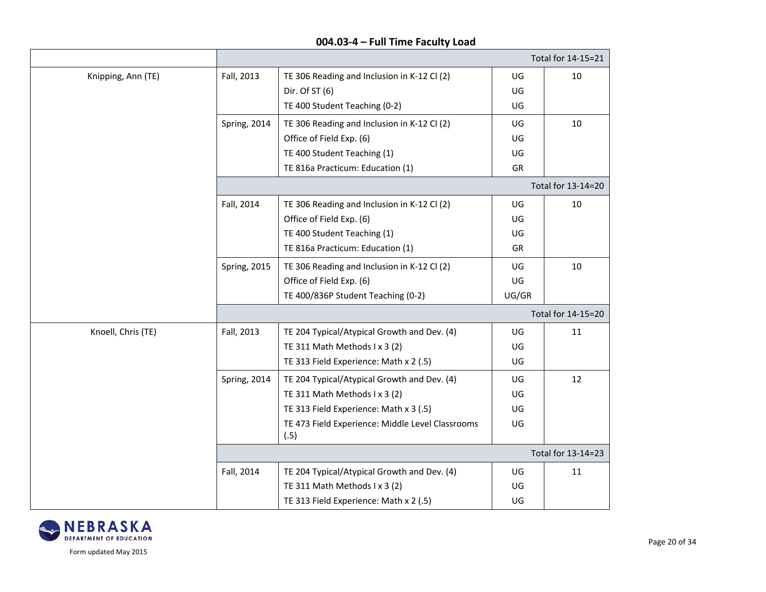## 004.03-4 – Full Time Faculty Load

| | | | | |
|---|---|---|---|---|
| | | | | Total for 14-15=21 |
| Knipping, Ann (TE) | Fall, 2013 | TE 306 Reading and Inclusion in K-12 Cl (2)<br>Dir. Of ST (6)<br>TE 400 Student Teaching (0-2) | UG<br>UG<br>UG | 10 |
| | Spring, 2014 | TE 306 Reading and Inclusion in K-12 Cl (2)<br>Office of Field Exp. (6)<br>TE 400 Student Teaching (1)<br>TE 816a Practicum: Education (1) | UG<br>UG<br>UG<br>GR | 10 |
| | | | | Total for 13-14=20 |
| | Fall, 2014 | TE 306 Reading and Inclusion in K-12 Cl (2)<br>Office of Field Exp. (6)<br>TE 400 Student Teaching (1)<br>TE 816a Practicum: Education (1) | UG<br>UG<br>UG<br>GR | 10 |
| | Spring, 2015 | TE 306 Reading and Inclusion in K-12 Cl (2)<br>Office of Field Exp. (6)<br>TE 400/836P Student Teaching (0-2) | UG<br>UG<br>UG/GR | 10 |
| | | | | Total for 14-15=20 |
| Knoell, Chris (TE) | Fall, 2013 | TE 204 Typical/Atypical Growth and Dev. (4)<br>TE 311 Math Methods I x 3 (2)<br>TE 313 Field Experience: Math x 2 (.5) | UG<br>UG<br>UG | 11 |
| | Spring, 2014 | TE 204 Typical/Atypical Growth and Dev. (4)<br>TE 311 Math Methods I x 3 (2)<br>TE 313 Field Experience: Math x 3 (.5)<br>TE 473 Field Experience: Middle Level Classrooms (.5) | UG<br>UG<br>UG<br>UG | 12 |
| | | | | Total for 13-14=23 |
| | Fall, 2014 | TE 204 Typical/Atypical Growth and Dev. (4)<br>TE 311 Math Methods I x 3 (2)<br>TE 313 Field Experience: Math x 2 (.5) | UG<br>UG<br>UG | 11 |

Form updated May 2015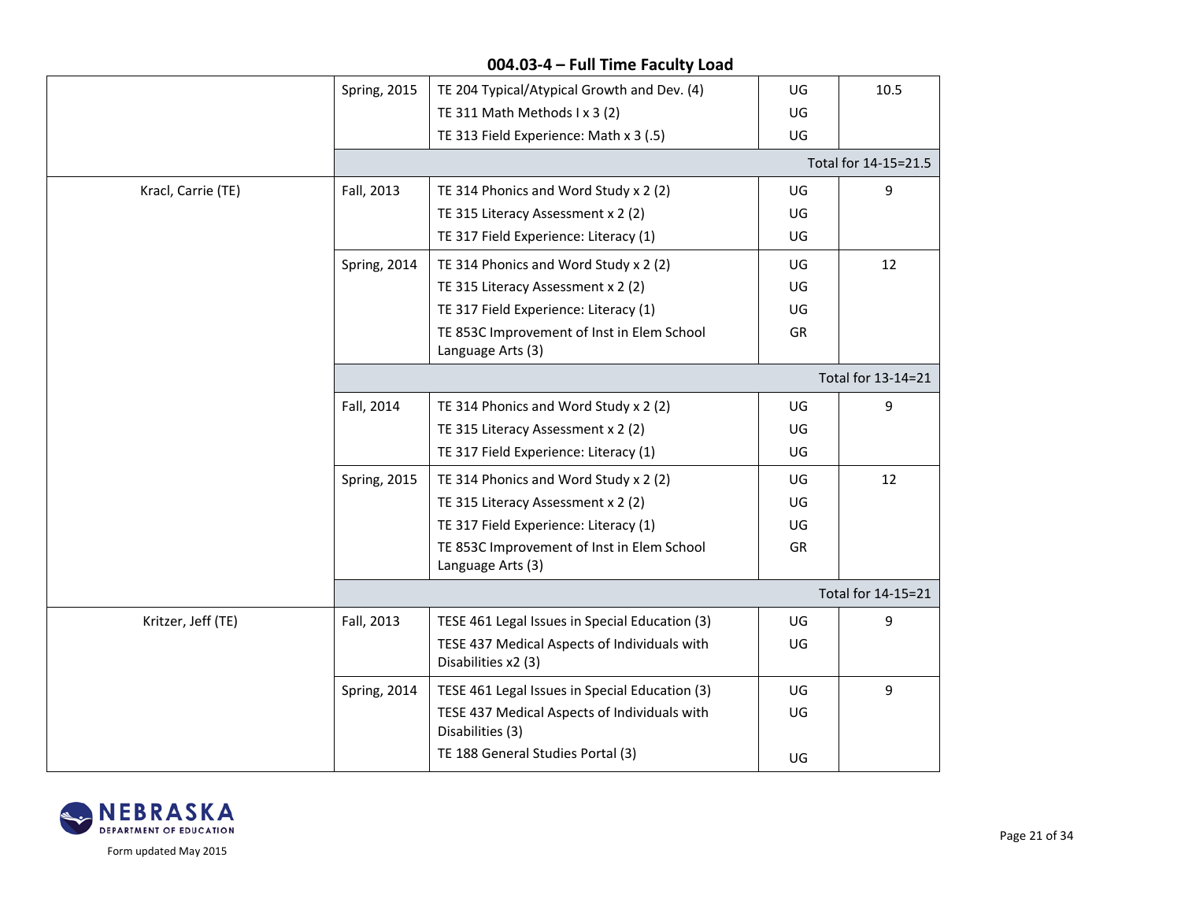## 004.03-4 – Full Time Faculty Load

| | | | | |
|---|---|---|---|---|
| | Spring, 2015 | TE 204 Typical/Atypical Growth and Dev. (4) | UG | 10.5 |
| | | TE 311 Math Methods I x 3 (2) | UG | |
| | | TE 313 Field Experience: Math x 3 (.5) | UG | |
| | | | | Total for 14-15=21.5 |
| Kracl, Carrie (TE) | Fall, 2013 | TE 314 Phonics and Word Study x 2 (2) | UG | 9 |
| | | TE 315 Literacy Assessment x 2 (2) | UG | |
| | | TE 317 Field Experience: Literacy (1) | UG | |
| | Spring, 2014 | TE 314 Phonics and Word Study x 2 (2) | UG | 12 |
| | | TE 315 Literacy Assessment x 2 (2) | UG | |
| | | TE 317 Field Experience: Literacy (1) | UG | |
| | | TE 853C Improvement of Inst in Elem School Language Arts (3) | GR | |
| | | | | Total for 13-14=21 |
| | Fall, 2014 | TE 314 Phonics and Word Study x 2 (2) | UG | 9 |
| | | TE 315 Literacy Assessment x 2 (2) | UG | |
| | | TE 317 Field Experience: Literacy (1) | UG | |
| | Spring, 2015 | TE 314 Phonics and Word Study x 2 (2) | UG | 12 |
| | | TE 315 Literacy Assessment x 2 (2) | UG | |
| | | TE 317 Field Experience: Literacy (1) | UG | |
| | | TE 853C Improvement of Inst in Elem School Language Arts (3) | GR | |
| | | | | Total for 14-15=21 |
| Kritzer, Jeff (TE) | Fall, 2013 | TESE 461 Legal Issues in Special Education (3) | UG | 9 |
| | | TESE 437 Medical Aspects of Individuals with Disabilities x2 (3) | UG | |
| | Spring, 2014 | TESE 461 Legal Issues in Special Education (3) | UG | 9 |
| | | TESE 437 Medical Aspects of Individuals with Disabilities (3) | UG | |
| | | TE 188 General Studies Portal (3) | UG | |

Form updated May 2015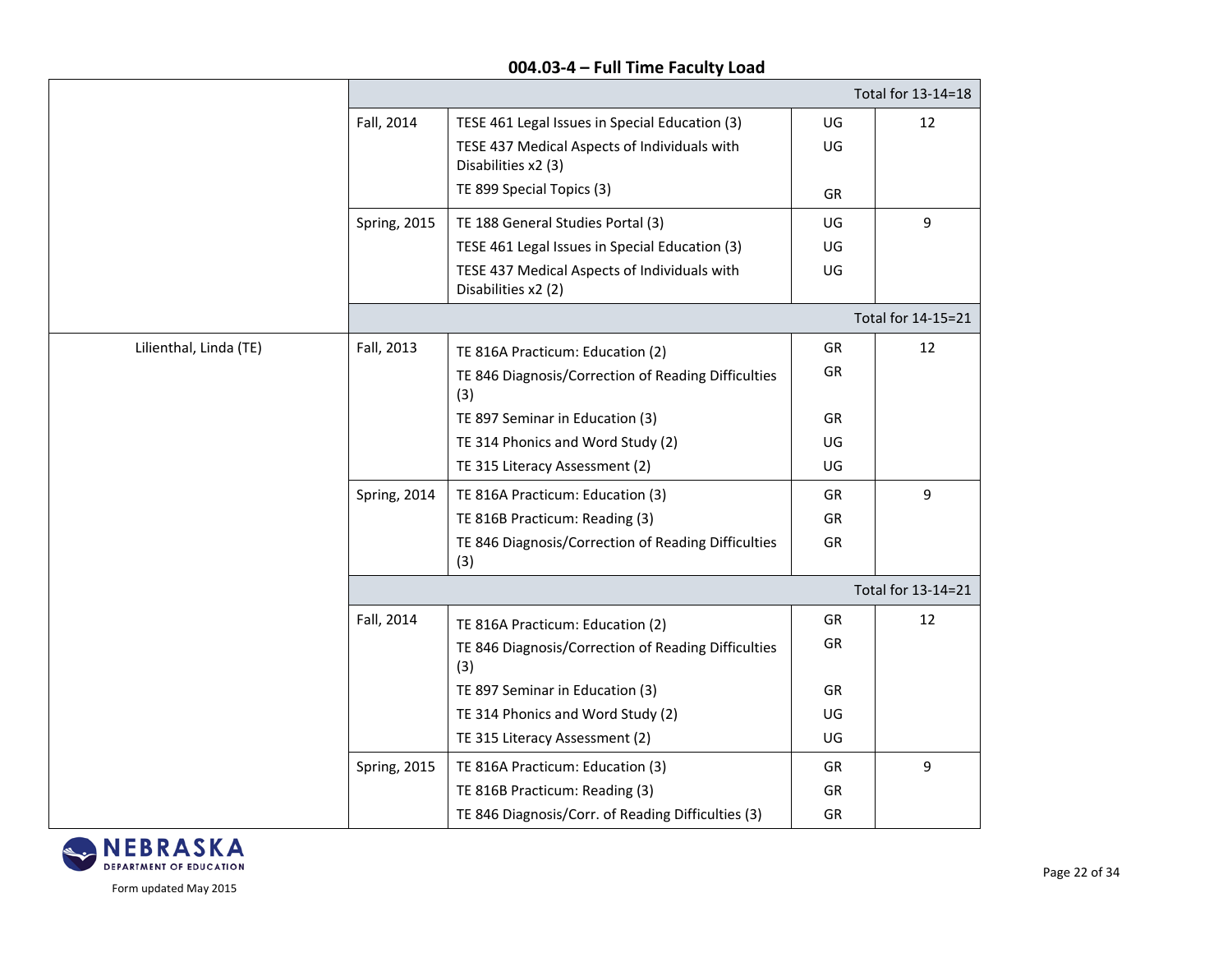## 004.03-4 – Full Time Faculty Load

| | | | | |
|---|---|---|---|---|
| | | | | Total for 13-14=18 |
| | Fall, 2014 | TESE 461 Legal Issues in Special Education (3)<br>TESE 437 Medical Aspects of Individuals with Disabilities x2 (3)<br>TE 899 Special Topics (3) | UG<br>UG<br>GR | 12 |
| | Spring, 2015 | TE 188 General Studies Portal (3)<br>TESE 461 Legal Issues in Special Education (3)<br>TESE 437 Medical Aspects of Individuals with Disabilities x2 (2) | UG<br>UG<br>UG | 9 |
| | | | | Total for 14-15=21 |
| Lilienthal, Linda (TE) | Fall, 2013 | TE 816A Practicum: Education (2)<br>TE 846 Diagnosis/Correction of Reading Difficulties (3)<br>TE 897 Seminar in Education (3)<br>TE 314 Phonics and Word Study (2)<br>TE 315 Literacy Assessment (2) | GR<br>GR<br>GR<br>UG<br>UG | 12 |
| | Spring, 2014 | TE 816A Practicum: Education (3)<br>TE 816B Practicum: Reading (3)<br>TE 846 Diagnosis/Correction of Reading Difficulties (3) | GR<br>GR<br>GR | 9 |
| | | | | Total for 13-14=21 |
| | Fall, 2014 | TE 816A Practicum: Education (2)<br>TE 846 Diagnosis/Correction of Reading Difficulties (3)<br>TE 897 Seminar in Education (3)<br>TE 314 Phonics and Word Study (2)<br>TE 315 Literacy Assessment (2) | GR<br>GR<br>GR<br>UG<br>UG | 12 |
| | Spring, 2015 | TE 816A Practicum: Education (3)<br>TE 816B Practicum: Reading (3)<br>TE 846 Diagnosis/Corr. of Reading Difficulties (3) | GR<br>GR<br>GR | 9 |

Form updated May 2015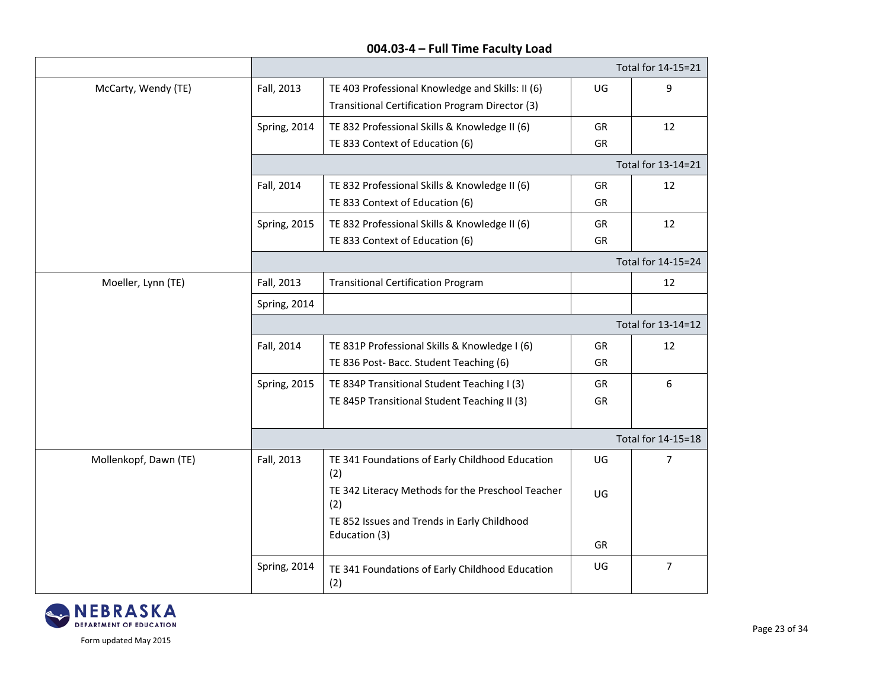## 004.03-4 – Full Time Faculty Load

| | | | | |
|---|---|---|---|---|
| | | | | Total for 14-15=21 |
| McCarty, Wendy (TE) | Fall, 2013 | TE 403 Professional Knowledge and Skills: II (6)<br>Transitional Certification Program Director (3) | UG | 9 |
| | Spring, 2014 | TE 832 Professional Skills & Knowledge II (6)<br>TE 833 Context of Education (6) | GR<br>GR | 12 |
| | | | | Total for 13-14=21 |
| | Fall, 2014 | TE 832 Professional Skills & Knowledge II (6)<br>TE 833 Context of Education (6) | GR<br>GR | 12 |
| | Spring, 2015 | TE 832 Professional Skills & Knowledge II (6)<br>TE 833 Context of Education (6) | GR<br>GR | 12 |
| | | | | Total for 14-15=24 |
| Moeller, Lynn (TE) | Fall, 2013 | Transitional Certification Program | | 12 |
| | Spring, 2014 | | | |
| | | | | Total for 13-14=12 |
| | Fall, 2014 | TE 831P Professional Skills & Knowledge I (6)<br>TE 836 Post- Bacc. Student Teaching (6) | GR<br>GR | 12 |
| | Spring, 2015 | TE 834P Transitional Student Teaching I (3)<br>TE 845P Transitional Student Teaching II (3) | GR<br>GR | 6 |
| | | | | Total for 14-15=18 |
| Mollenkopf, Dawn (TE) | Fall, 2013 | TE 341 Foundations of Early Childhood Education (2)<br>TE 342 Literacy Methods for the Preschool Teacher (2)<br>TE 852 Issues and Trends in Early Childhood Education (3) | UG<br>UG<br>GR | 7 |
| | Spring, 2014 | TE 341 Foundations of Early Childhood Education (2) | UG | 7 |

Form updated May 2015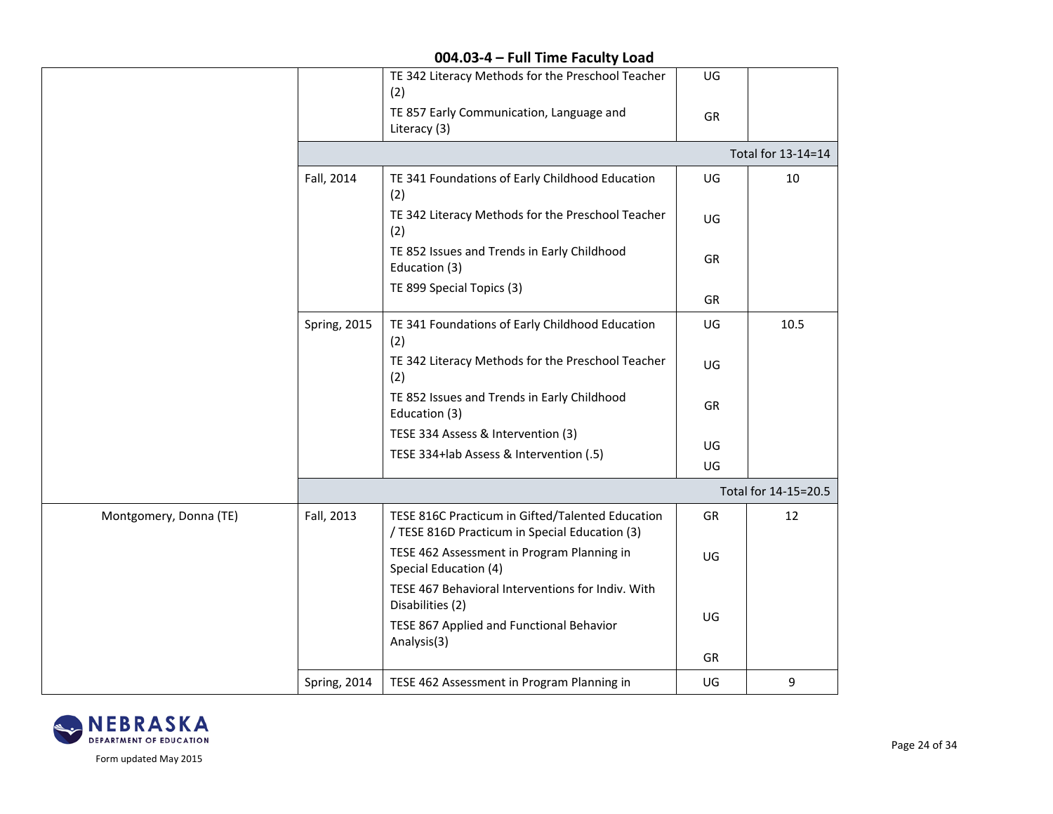## 004.03-4 – Full Time Faculty Load

| | | | | |
|---|---|---|---|---|
| | | TE 342 Literacy Methods for the Preschool Teacher (2)<br>TE 857 Early Communication, Language and Literacy (3) | UG<br>GR | |
| | | | | Total for 13-14=14 |
| | Fall, 2014 | TE 341 Foundations of Early Childhood Education (2)<br>TE 342 Literacy Methods for the Preschool Teacher (2)<br>TE 852 Issues and Trends in Early Childhood Education (3)<br>TE 899 Special Topics (3) | UG<br>UG<br>GR<br>GR | 10 |
| | Spring, 2015 | TE 341 Foundations of Early Childhood Education (2)<br>TE 342 Literacy Methods for the Preschool Teacher (2)<br>TE 852 Issues and Trends in Early Childhood Education (3)<br>TESE 334 Assess & Intervention (3)<br>TESE 334+lab Assess & Intervention (.5) | UG<br>UG<br>GR<br>UG<br>UG | 10.5 |
| | | | | Total for 14-15=20.5 |
| Montgomery, Donna (TE) | Fall, 2013 | TESE 816C Practicum in Gifted/Talented Education / TESE 816D Practicum in Special Education (3)<br>TESE 462 Assessment in Program Planning in Special Education (4)<br>TESE 467 Behavioral Interventions for Indiv. With Disabilities (2)<br>TESE 867 Applied and Functional Behavior Analysis(3) | GR<br>UG<br>UG<br>GR | 12 |
| | Spring, 2014 | TESE 462 Assessment in Program Planning in | UG | 9 |

Form updated May 2015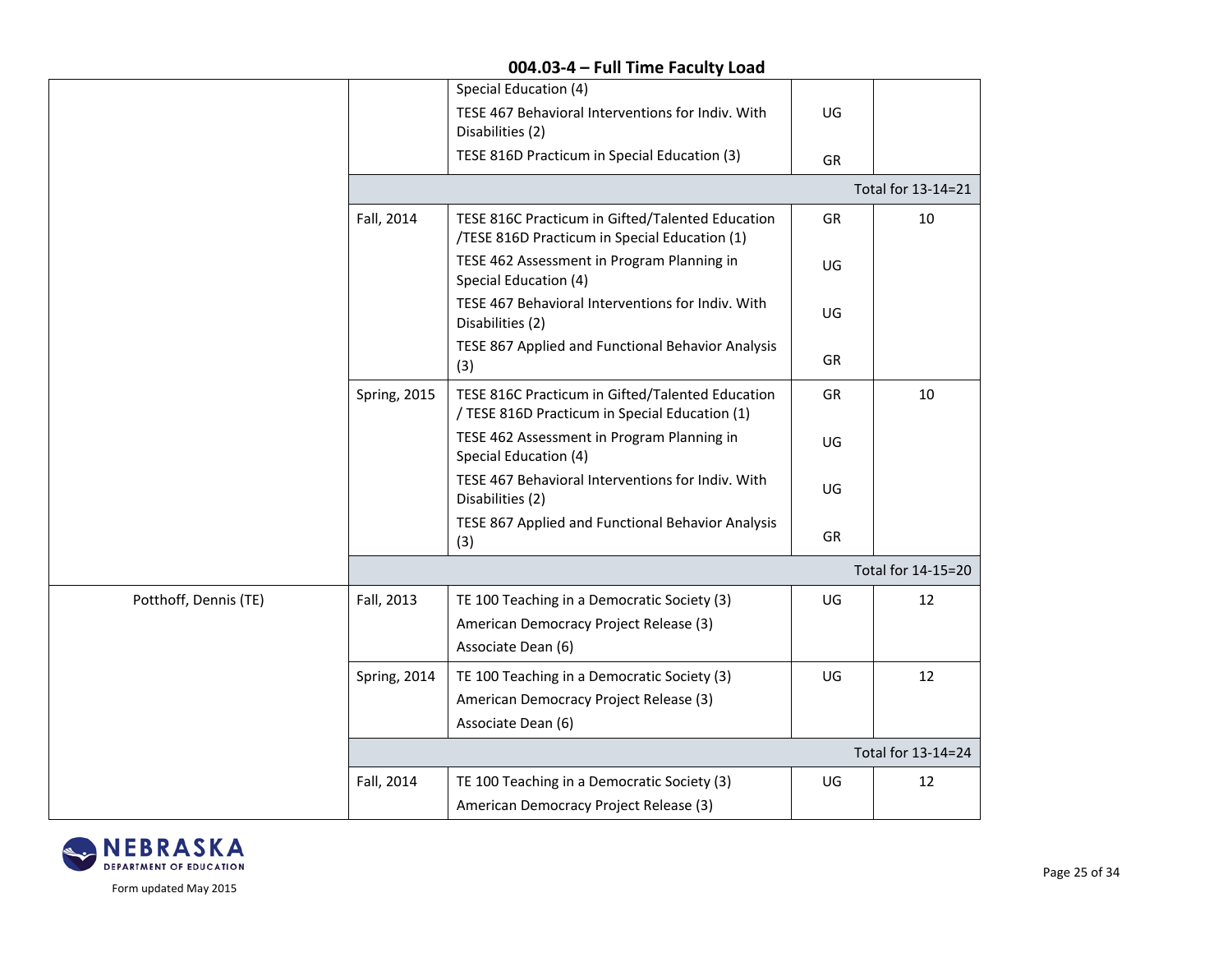## 004.03-4 – Full Time Faculty Load

| | | | | |
|---|---|---|---|---|
| | | Special Education (4) | | |
| | | TESE 467 Behavioral Interventions for Indiv. With Disabilities (2) | UG | |
| | | TESE 816D Practicum in Special Education (3) | GR | |
| | | | | Total for 13-14=21 |
| | Fall, 2014 | TESE 816C Practicum in Gifted/Talented Education /TESE 816D Practicum in Special Education (1) | GR | 10 |
| | | TESE 462 Assessment in Program Planning in Special Education (4) | UG | |
| | | TESE 467 Behavioral Interventions for Indiv. With Disabilities (2) | UG | |
| | | TESE 867 Applied and Functional Behavior Analysis (3) | GR | |
| | Spring, 2015 | TESE 816C Practicum in Gifted/Talented Education / TESE 816D Practicum in Special Education (1) | GR | 10 |
| | | TESE 462 Assessment in Program Planning in Special Education (4) | UG | |
| | | TESE 467 Behavioral Interventions for Indiv. With Disabilities (2) | UG | |
| | | TESE 867 Applied and Functional Behavior Analysis (3) | GR | |
| | | | | Total for 14-15=20 |
| Potthoff, Dennis (TE) | Fall, 2013 | TE 100 Teaching in a Democratic Society (3) | UG | 12 |
| | | American Democracy Project Release (3) | | |
| | | Associate Dean (6) | | |
| | Spring, 2014 | TE 100 Teaching in a Democratic Society (3) | UG | 12 |
| | | American Democracy Project Release (3) | | |
| | | Associate Dean (6) | | |
| | | | | Total for 13-14=24 |
| | Fall, 2014 | TE 100 Teaching in a Democratic Society (3) | UG | 12 |
| | | American Democracy Project Release (3) | | |

Form updated May 2015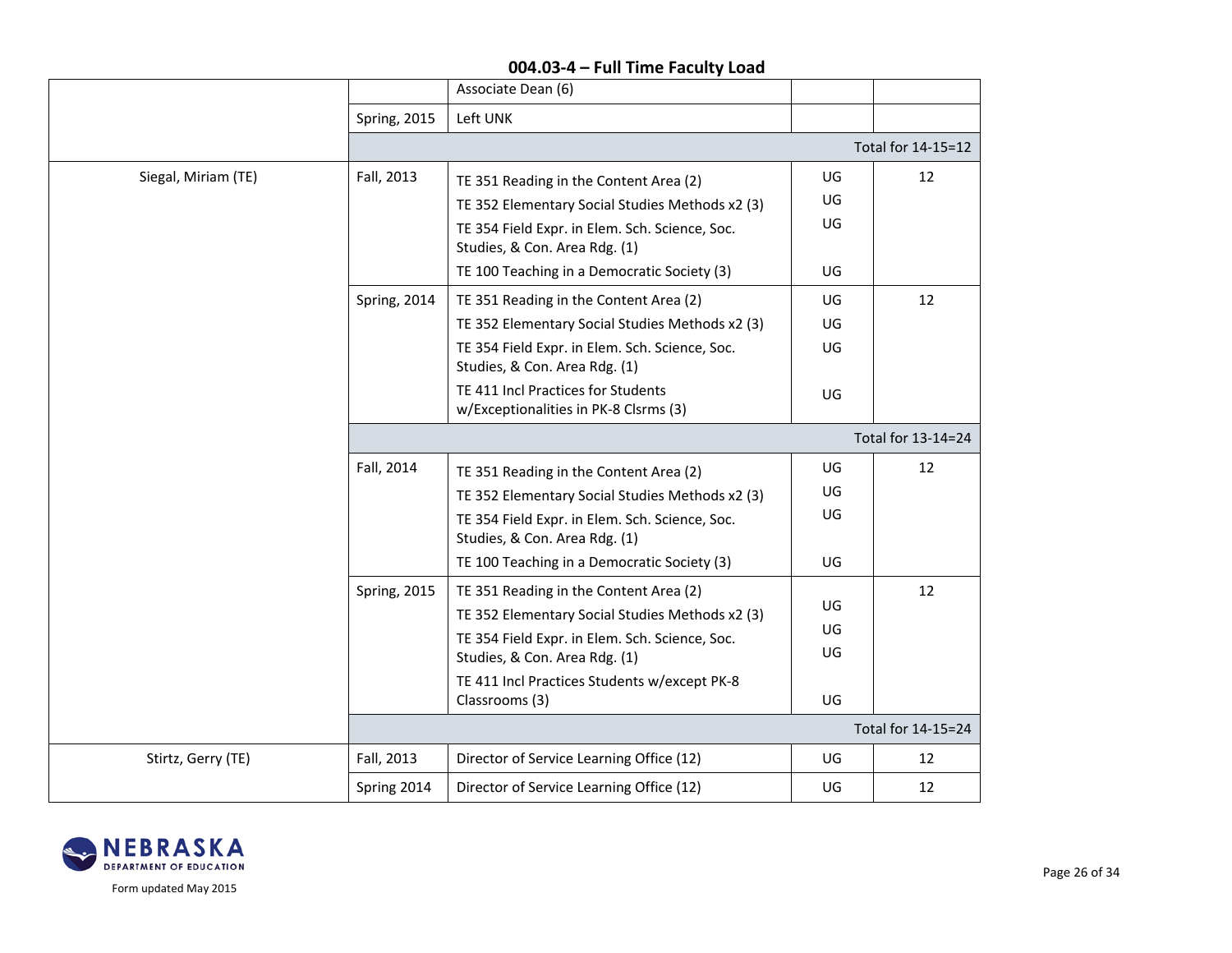## 004.03-4 – Full Time Faculty Load

| | | | | |
|---|---|---|---|---|
| | | Associate Dean (6) | | |
| | Spring, 2015 | Left UNK | | |
| | | | | Total for 14-15=12 |
| Siegal, Miriam (TE) | Fall, 2013 | TE 351 Reading in the Content Area (2)<br>TE 352 Elementary Social Studies Methods x2 (3)<br>TE 354 Field Expr. in Elem. Sch. Science, Soc. Studies, & Con. Area Rdg. (1)<br>TE 100 Teaching in a Democratic Society (3) | UG<br>UG<br>UG<br>UG | 12 |
| | Spring, 2014 | TE 351 Reading in the Content Area (2)<br>TE 352 Elementary Social Studies Methods x2 (3)<br>TE 354 Field Expr. in Elem. Sch. Science, Soc. Studies, & Con. Area Rdg. (1)<br>TE 411 Incl Practices for Students w/Exceptionalities in PK-8 Clsrms (3) | UG<br>UG<br>UG<br>UG | 12 |
| | | | | Total for 13-14=24 |
| | Fall, 2014 | TE 351 Reading in the Content Area (2)<br>TE 352 Elementary Social Studies Methods x2 (3)<br>TE 354 Field Expr. in Elem. Sch. Science, Soc. Studies, & Con. Area Rdg. (1)<br>TE 100 Teaching in a Democratic Society (3) | UG<br>UG<br>UG<br>UG | 12 |
| | Spring, 2015 | TE 351 Reading in the Content Area (2)<br>TE 352 Elementary Social Studies Methods x2 (3)<br>TE 354 Field Expr. in Elem. Sch. Science, Soc. Studies, & Con. Area Rdg. (1)<br>TE 411 Incl Practices Students w/except PK-8 Classrooms (3) | UG<br>UG<br>UG<br>UG | 12 |
| | | | | Total for 14-15=24 |
| Stirtz, Gerry (TE) | Fall, 2013 | Director of Service Learning Office (12) | UG | 12 |
| | Spring 2014 | Director of Service Learning Office (12) | UG | 12 |

Form updated May 2015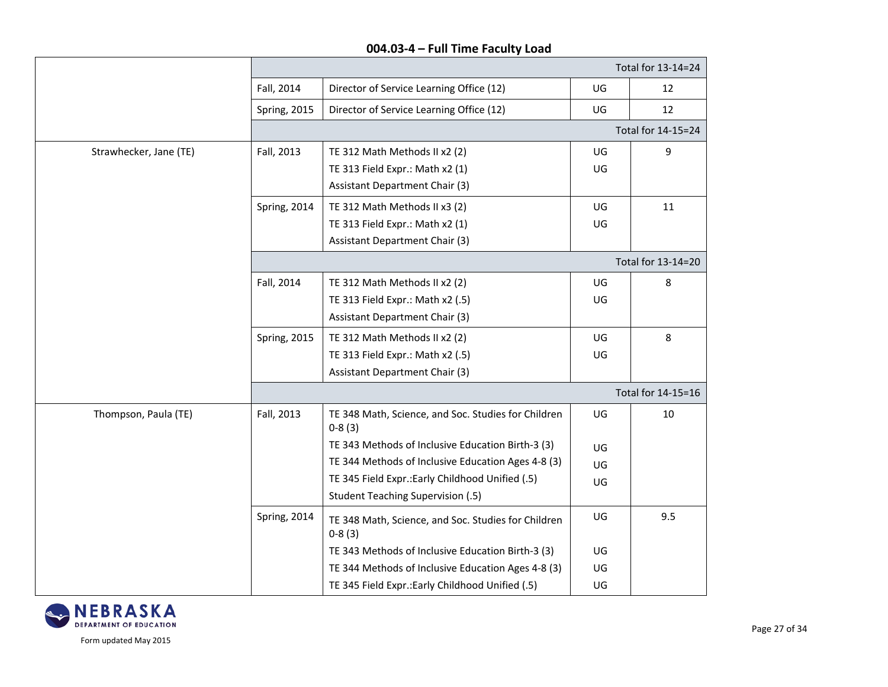**004.03-4 – Full Time Faculty Load**

| | | | | |
|---|---|---|---|---|
| | | | | Total for 13-14=24 |
| | Fall, 2014 | Director of Service Learning Office (12) | UG | 12 |
| | Spring, 2015 | Director of Service Learning Office (12) | UG | 12 |
| | | | | Total for 14-15=24 |
| Strawhecker, Jane (TE) | Fall, 2013 | TE 312 Math Methods II x2 (2)<br>TE 313 Field Expr.: Math x2 (1)<br>Assistant Department Chair (3) | UG<br>UG | 9 |
| | Spring, 2014 | TE 312 Math Methods II x3 (2)<br>TE 313 Field Expr.: Math x2 (1)<br>Assistant Department Chair (3) | UG<br>UG | 11 |
| | | | | Total for 13-14=20 |
| | Fall, 2014 | TE 312 Math Methods II x2 (2)<br>TE 313 Field Expr.: Math x2 (.5)<br>Assistant Department Chair (3) | UG<br>UG | 8 |
| | Spring, 2015 | TE 312 Math Methods II x2 (2)<br>TE 313 Field Expr.: Math x2 (.5)<br>Assistant Department Chair (3) | UG<br>UG | 8 |
| | | | | Total for 14-15=16 |
| Thompson, Paula (TE) | Fall, 2013 | TE 348 Math, Science, and Soc. Studies for Children 0-8 (3)<br>TE 343 Methods of Inclusive Education Birth-3 (3)<br>TE 344 Methods of Inclusive Education Ages 4-8 (3)<br>TE 345 Field Expr.:Early Childhood Unified (.5)<br>Student Teaching Supervision (.5) | UG<br>UG<br>UG<br>UG | 10 |
| | Spring, 2014 | TE 348 Math, Science, and Soc. Studies for Children 0-8 (3)<br>TE 343 Methods of Inclusive Education Birth-3 (3)<br>TE 344 Methods of Inclusive Education Ages 4-8 (3)<br>TE 345 Field Expr.:Early Childhood Unified (.5) | UG<br>UG<br>UG<br>UG | 9.5 |

Form updated May 2015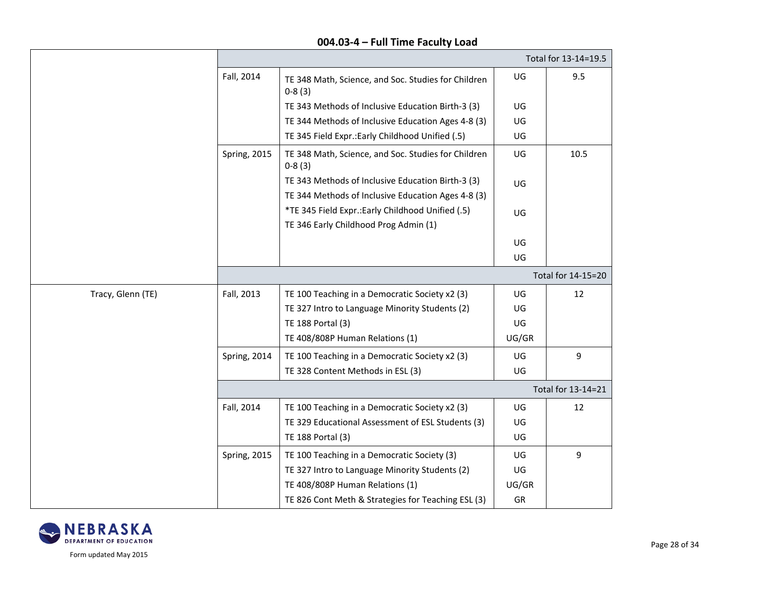## 004.03-4 – Full Time Faculty Load

| | | | | |
|---|---|---|---|---|
| | | | | Total for 13-14=19.5 |
| | Fall, 2014 | TE 348 Math, Science, and Soc. Studies for Children 0-8 (3)<br>TE 343 Methods of Inclusive Education Birth-3 (3)<br>TE 344 Methods of Inclusive Education Ages 4-8 (3)<br>TE 345 Field Expr.:Early Childhood Unified (.5) | UG<br>UG<br>UG<br>UG | 9.5 |
| | Spring, 2015 | TE 348 Math, Science, and Soc. Studies for Children 0-8 (3)<br>TE 343 Methods of Inclusive Education Birth-3 (3)<br>TE 344 Methods of Inclusive Education Ages 4-8 (3)<br>*TE 345 Field Expr.:Early Childhood Unified (.5)<br>TE 346 Early Childhood Prog Admin (1) | UG<br>UG<br>UG<br>UG<br>UG | 10.5 |
| | | | | Total for 14-15=20 |
| Tracy, Glenn (TE) | Fall, 2013 | TE 100 Teaching in a Democratic Society x2 (3)<br>TE 327 Intro to Language Minority Students (2)<br>TE 188 Portal (3)<br>TE 408/808P Human Relations (1) | UG<br>UG<br>UG<br>UG/GR | 12 |
| | Spring, 2014 | TE 100 Teaching in a Democratic Society x2 (3)<br>TE 328 Content Methods in ESL (3) | UG<br>UG | 9 |
| | | | | Total for 13-14=21 |
| | Fall, 2014 | TE 100 Teaching in a Democratic Society x2 (3)<br>TE 329 Educational Assessment of ESL Students (3)<br>TE 188 Portal (3) | UG<br>UG<br>UG | 12 |
| | Spring, 2015 | TE 100 Teaching in a Democratic Society (3)<br>TE 327 Intro to Language Minority Students (2)<br>TE 408/808P Human Relations (1)<br>TE 826 Cont Meth & Strategies for Teaching ESL (3) | UG<br>UG<br>UG/GR<br>GR | 9 |

Form updated May 2015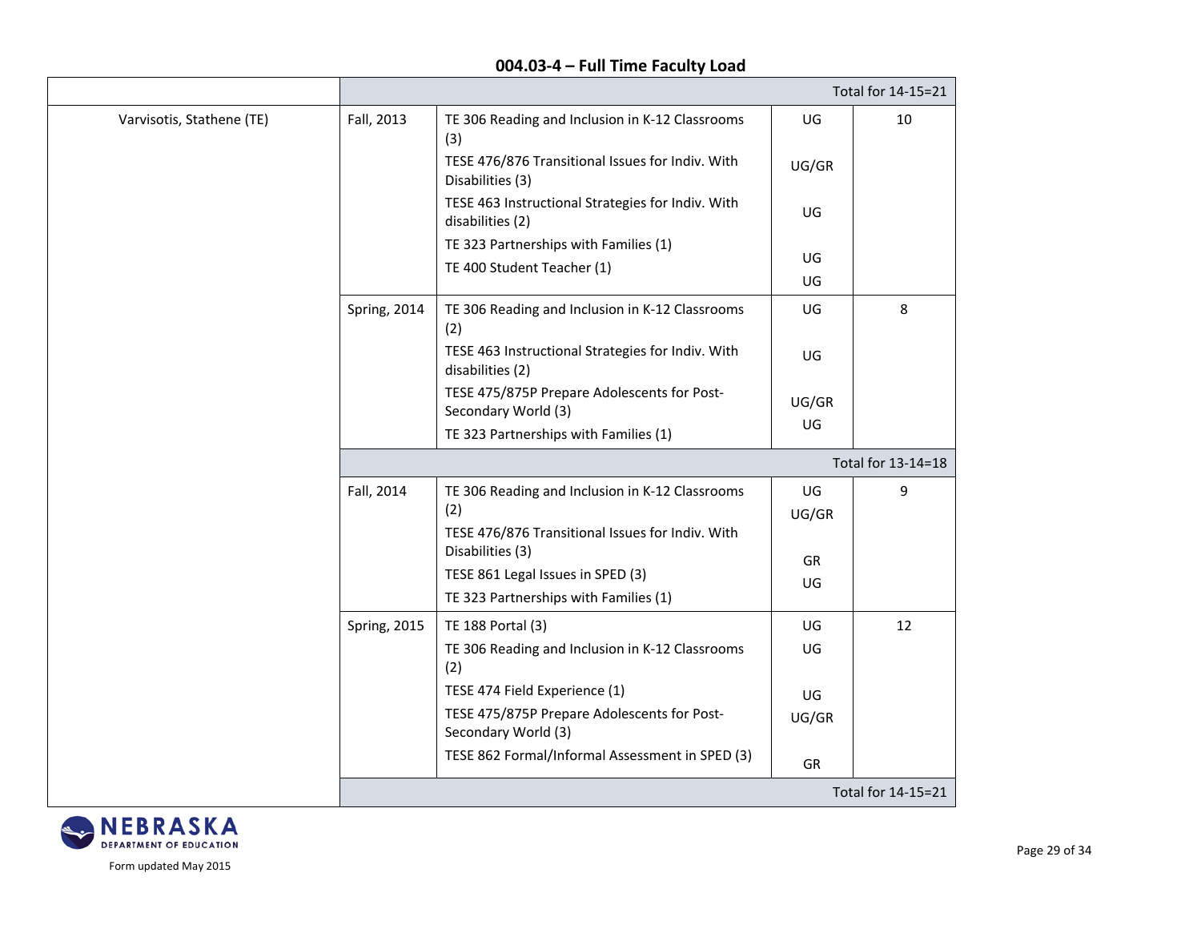## 004.03-4 – Full Time Faculty Load

| | | | | |
|---|---|---|---|---|
| | | | | Total for 14-15=21 |
| Varvisotis, Stathene (TE) | Fall, 2013 | TE 306 Reading and Inclusion in K-12 Classrooms (3)<br>TESE 476/876 Transitional Issues for Indiv. With Disabilities (3)<br>TESE 463 Instructional Strategies for Indiv. With disabilities (2)<br>TE 323 Partnerships with Families (1)<br>TE 400 Student Teacher (1) | UG<br>UG/GR<br>UG<br>UG<br>UG | 10 |
| | Spring, 2014 | TE 306 Reading and Inclusion in K-12 Classrooms (2)<br>TESE 463 Instructional Strategies for Indiv. With disabilities (2)<br>TESE 475/875P Prepare Adolescents for Post-Secondary World (3)<br>TE 323 Partnerships with Families (1) | UG<br>UG<br>UG/GR<br>UG | 8 |
| | | | | Total for 13-14=18 |
| | Fall, 2014 | TE 306 Reading and Inclusion in K-12 Classrooms (2)<br>TESE 476/876 Transitional Issues for Indiv. With Disabilities (3)<br>TESE 861 Legal Issues in SPED (3)<br>TE 323 Partnerships with Families (1) | UG<br>UG/GR<br>GR<br>UG | 9 |
| | Spring, 2015 | TE 188 Portal (3)<br>TE 306 Reading and Inclusion in K-12 Classrooms (2)<br>TESE 474 Field Experience (1)<br>TESE 475/875P Prepare Adolescents for Post-Secondary World (3)<br>TESE 862 Formal/Informal Assessment in SPED (3) | UG<br>UG<br>UG<br>UG/GR<br>GR | 12 |
| | | | | Total for 14-15=21 |

Form updated May 2015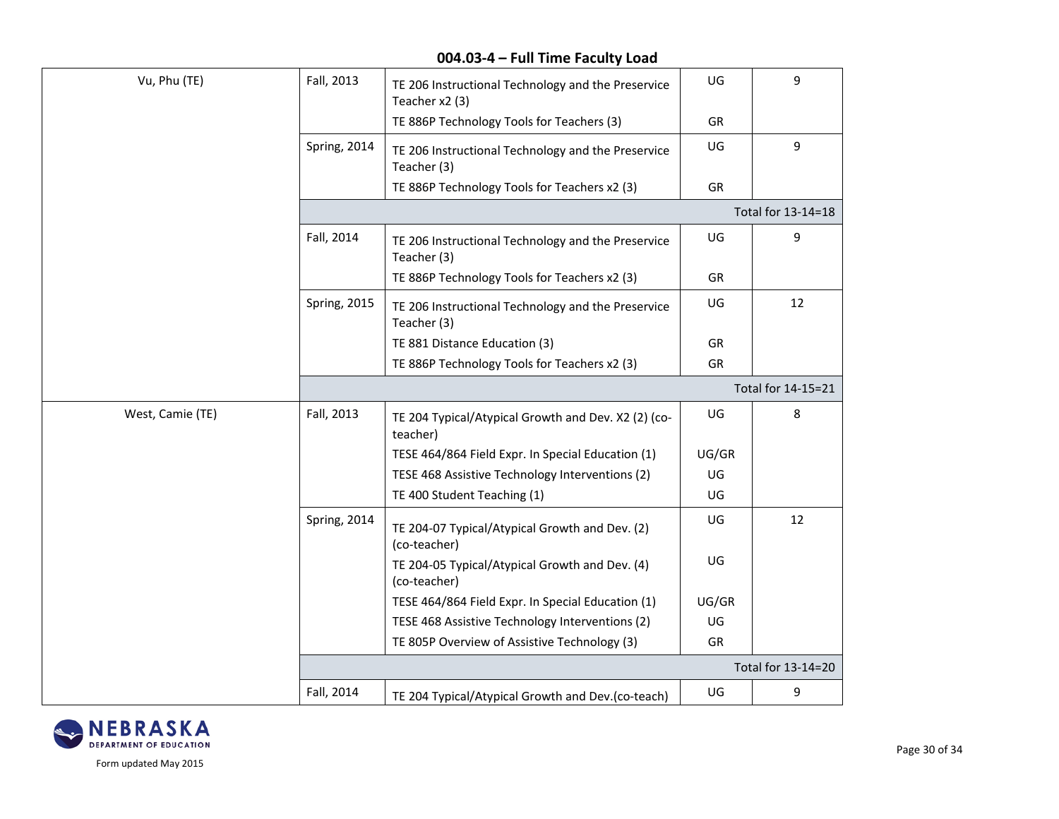## 004.03-4 – Full Time Faculty Load

| | | | | |
|---|---|---|---|---|
| Vu, Phu (TE) | Fall, 2013 | TE 206 Instructional Technology and the Preservice Teacher x2 (3)<br>TE 886P Technology Tools for Teachers (3) | UG<br>GR | 9 |
| | Spring, 2014 | TE 206 Instructional Technology and the Preservice Teacher (3)<br>TE 886P Technology Tools for Teachers x2 (3) | UG<br>GR | 9 |
| | | | | Total for 13-14=18 |
| | Fall, 2014 | TE 206 Instructional Technology and the Preservice Teacher (3)<br>TE 886P Technology Tools for Teachers x2 (3) | UG<br>GR | 9 |
| | Spring, 2015 | TE 206 Instructional Technology and the Preservice Teacher (3)<br>TE 881 Distance Education (3)<br>TE 886P Technology Tools for Teachers x2 (3) | UG<br>GR<br>GR | 12 |
| | | | | Total for 14-15=21 |
| West, Camie (TE) | Fall, 2013 | TE 204 Typical/Atypical Growth and Dev. X2 (2) (co-teacher)<br>TESE 464/864 Field Expr. In Special Education (1)<br>TESE 468 Assistive Technology Interventions (2)<br>TE 400 Student Teaching (1) | UG<br>UG/GR<br>UG<br>UG | 8 |
| | Spring, 2014 | TE 204-07 Typical/Atypical Growth and Dev. (2) (co-teacher)<br>TE 204-05 Typical/Atypical Growth and Dev. (4) (co-teacher)<br>TESE 464/864 Field Expr. In Special Education (1)<br>TESE 468 Assistive Technology Interventions (2)<br>TE 805P Overview of Assistive Technology (3) | UG<br>UG<br>UG/GR<br>UG<br>GR | 12 |
| | | | | Total for 13-14=20 |
| | Fall, 2014 | TE 204 Typical/Atypical Growth and Dev.(co-teach) | UG | 9 |

Form updated May 2015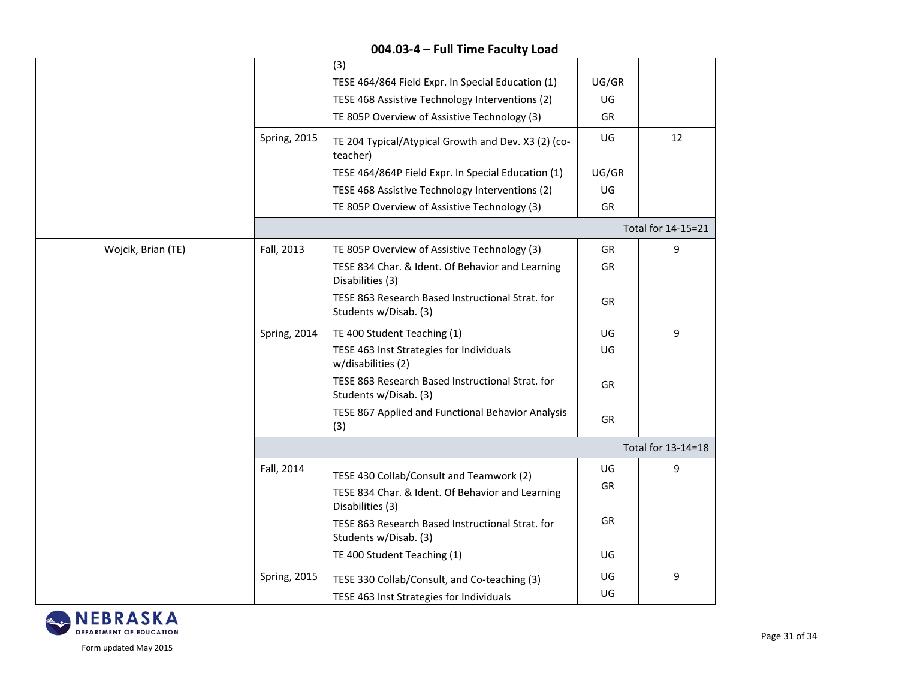## 004.03-4 – Full Time Faculty Load

| | | | | |
|---|---|---|---|---|
| | | (3) | | |
| | | TESE 464/864 Field Expr. In Special Education (1) | UG/GR | |
| | | TESE 468 Assistive Technology Interventions (2) | UG | |
| | | TE 805P Overview of Assistive Technology (3) | GR | |
| | Spring, 2015 | TE 204 Typical/Atypical Growth and Dev. X3 (2) (co-teacher) | UG | 12 |
| | | TESE 464/864P Field Expr. In Special Education (1) | UG/GR | |
| | | TESE 468 Assistive Technology Interventions (2) | UG | |
| | | TE 805P Overview of Assistive Technology (3) | GR | |
| | | | | Total for 14-15=21 |
| Wojcik, Brian (TE) | Fall, 2013 | TE 805P Overview of Assistive Technology (3) | GR | 9 |
| | | TESE 834 Char. & Ident. Of Behavior and Learning Disabilities (3) | GR | |
| | | TESE 863 Research Based Instructional Strat. for Students w/Disab. (3) | GR | |
| | Spring, 2014 | TE 400 Student Teaching (1) | UG | 9 |
| | | TESE 463 Inst Strategies for Individuals w/disabilities (2) | UG | |
| | | TESE 863 Research Based Instructional Strat. for Students w/Disab. (3) | GR | |
| | | TESE 867 Applied and Functional Behavior Analysis (3) | GR | |
| | | | | Total for 13-14=18 |
| | Fall, 2014 | TESE 430 Collab/Consult and Teamwork (2) | UG | 9 |
| | | TESE 834 Char. & Ident. Of Behavior and Learning Disabilities (3) | GR | |
| | | TESE 863 Research Based Instructional Strat. for Students w/Disab. (3) | GR | |
| | | TE 400 Student Teaching (1) | UG | |
| | Spring, 2015 | TESE 330 Collab/Consult, and Co-teaching (3) | UG | 9 |
| | | TESE 463 Inst Strategies for Individuals | UG | |

Form updated May 2015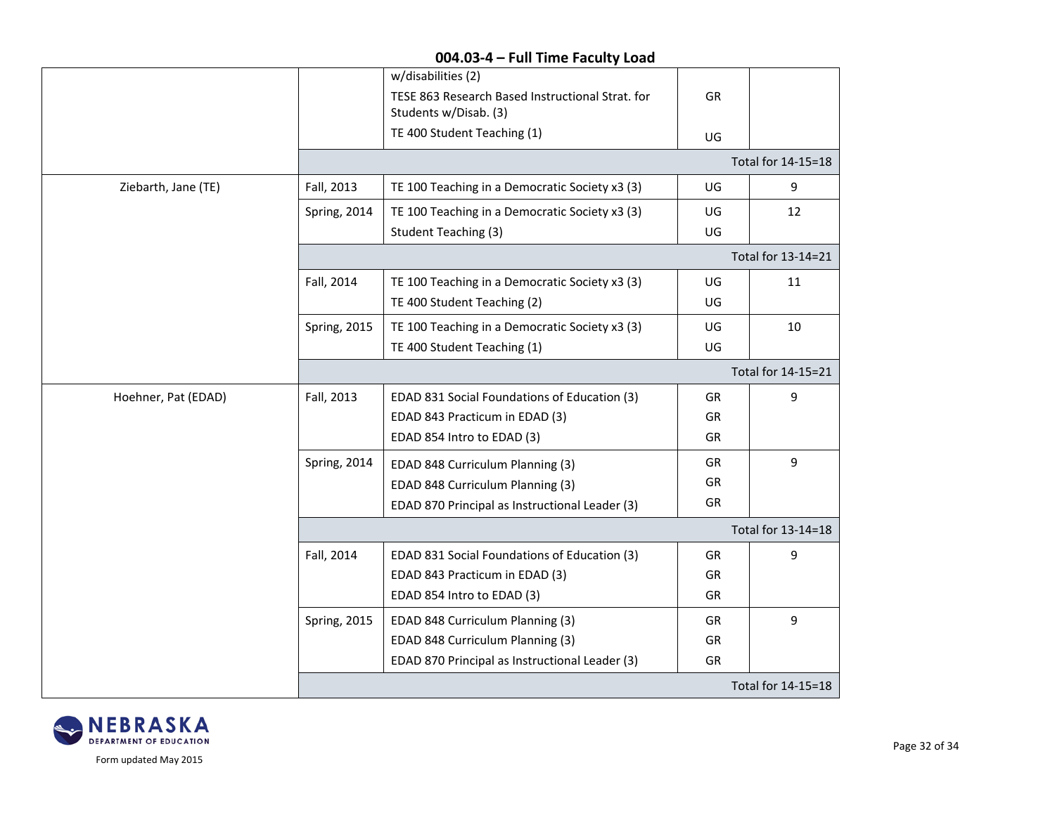## 004.03-4 – Full Time Faculty Load

| | | | | |
|---|---|---|---|---|
| | | w/disabilities (2)<br>TESE 863 Research Based Instructional Strat. for Students w/Disab. (3)<br>TE 400 Student Teaching (1) | GR<br>UG | |
| | | | | Total for 14-15=18 |
| Ziebarth, Jane (TE) | Fall, 2013 | TE 100 Teaching in a Democratic Society x3 (3) | UG | 9 |
| | Spring, 2014 | TE 100 Teaching in a Democratic Society x3 (3)<br>Student Teaching (3) | UG<br>UG | 12 |
| | | | | Total for 13-14=21 |
| | Fall, 2014 | TE 100 Teaching in a Democratic Society x3 (3)<br>TE 400 Student Teaching (2) | UG<br>UG | 11 |
| | Spring, 2015 | TE 100 Teaching in a Democratic Society x3 (3)<br>TE 400 Student Teaching (1) | UG<br>UG | 10 |
| | | | | Total for 14-15=21 |
| Hoehner, Pat (EDAD) | Fall, 2013 | EDAD 831 Social Foundations of Education (3)<br>EDAD 843 Practicum in EDAD (3)<br>EDAD 854 Intro to EDAD (3) | GR<br>GR<br>GR | 9 |
| | Spring, 2014 | EDAD 848 Curriculum Planning (3)<br>EDAD 848 Curriculum Planning (3)<br>EDAD 870 Principal as Instructional Leader (3) | GR<br>GR<br>GR | 9 |
| | | | | Total for 13-14=18 |
| | Fall, 2014 | EDAD 831 Social Foundations of Education (3)<br>EDAD 843 Practicum in EDAD (3)<br>EDAD 854 Intro to EDAD (3) | GR<br>GR<br>GR | 9 |
| | Spring, 2015 | EDAD 848 Curriculum Planning (3)<br>EDAD 848 Curriculum Planning (3)<br>EDAD 870 Principal as Instructional Leader (3) | GR<br>GR<br>GR | 9 |
| | | | | Total for 14-15=18 |

NEBRASKA DEPARTMENT OF EDUCATION

Form updated May 2015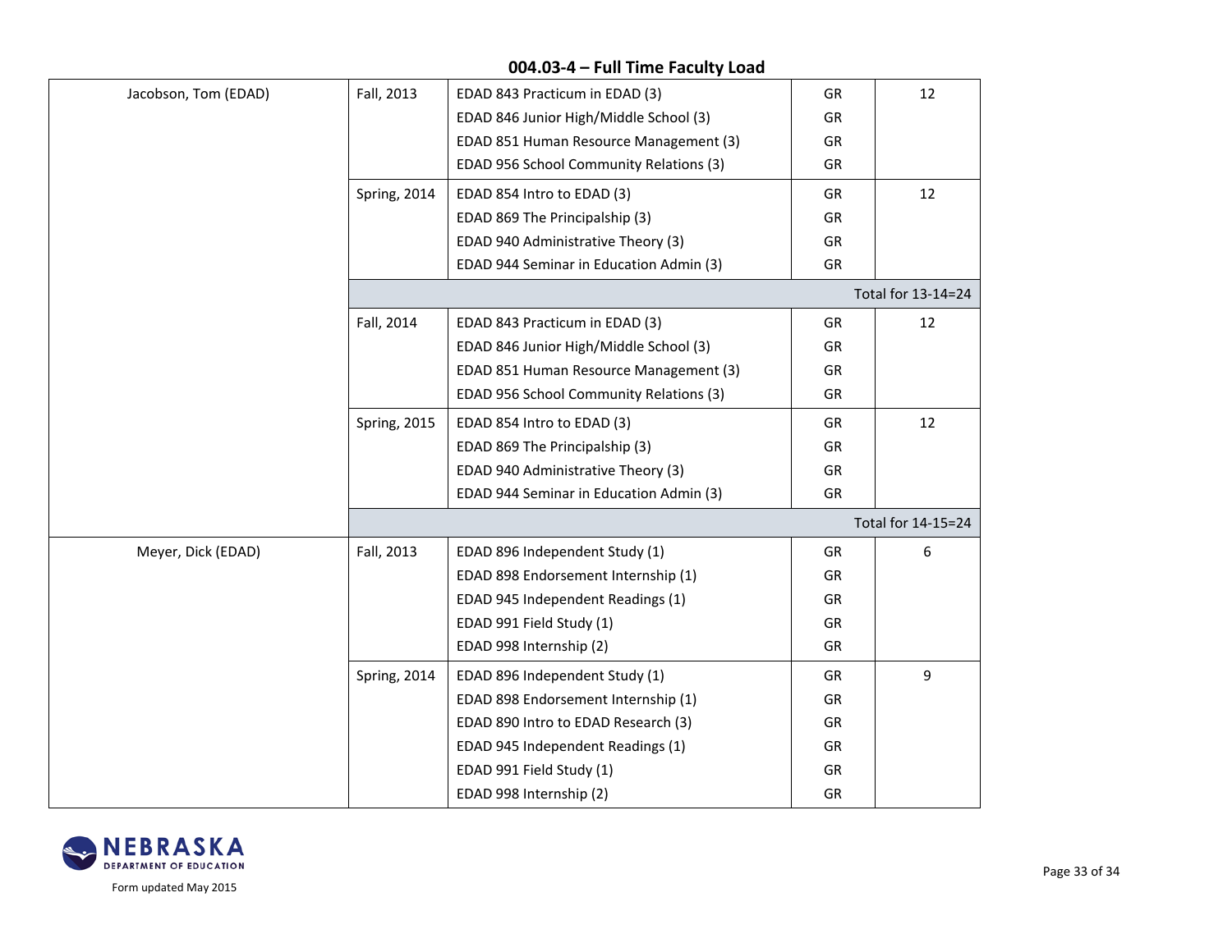## 004.03-4 – Full Time Faculty Load

| | | | | |
|---|---|---|---|---|
| Jacobson, Tom (EDAD) | Fall, 2013 | EDAD 843 Practicum in EDAD (3) | GR | 12 |
| | | EDAD 846 Junior High/Middle School (3) | GR | |
| | | EDAD 851 Human Resource Management (3) | GR | |
| | | EDAD 956 School Community Relations (3) | GR | |
| | Spring, 2014 | EDAD 854 Intro to EDAD (3) | GR | 12 |
| | | EDAD 869 The Principalship (3) | GR | |
| | | EDAD 940 Administrative Theory (3) | GR | |
| | | EDAD 944 Seminar in Education Admin (3) | GR | |
| | | | | Total for 13-14=24 |
| | Fall, 2014 | EDAD 843 Practicum in EDAD (3) | GR | 12 |
| | | EDAD 846 Junior High/Middle School (3) | GR | |
| | | EDAD 851 Human Resource Management (3) | GR | |
| | | EDAD 956 School Community Relations (3) | GR | |
| | Spring, 2015 | EDAD 854 Intro to EDAD (3) | GR | 12 |
| | | EDAD 869 The Principalship (3) | GR | |
| | | EDAD 940 Administrative Theory (3) | GR | |
| | | EDAD 944 Seminar in Education Admin (3) | GR | |
| | | | | Total for 14-15=24 |
| Meyer, Dick (EDAD) | Fall, 2013 | EDAD 896 Independent Study (1) | GR | 6 |
| | | EDAD 898 Endorsement Internship (1) | GR | |
| | | EDAD 945 Independent Readings (1) | GR | |
| | | EDAD 991 Field Study (1) | GR | |
| | | EDAD 998 Internship (2) | GR | |
| | Spring, 2014 | EDAD 896 Independent Study (1) | GR | 9 |
| | | EDAD 898 Endorsement Internship (1) | GR | |
| | | EDAD 890 Intro to EDAD Research (3) | GR | |
| | | EDAD 945 Independent Readings (1) | GR | |
| | | EDAD 991 Field Study (1) | GR | |
| | | EDAD 998 Internship (2) | GR | |

NEBRASKA DEPARTMENT OF EDUCATION

Form updated May 2015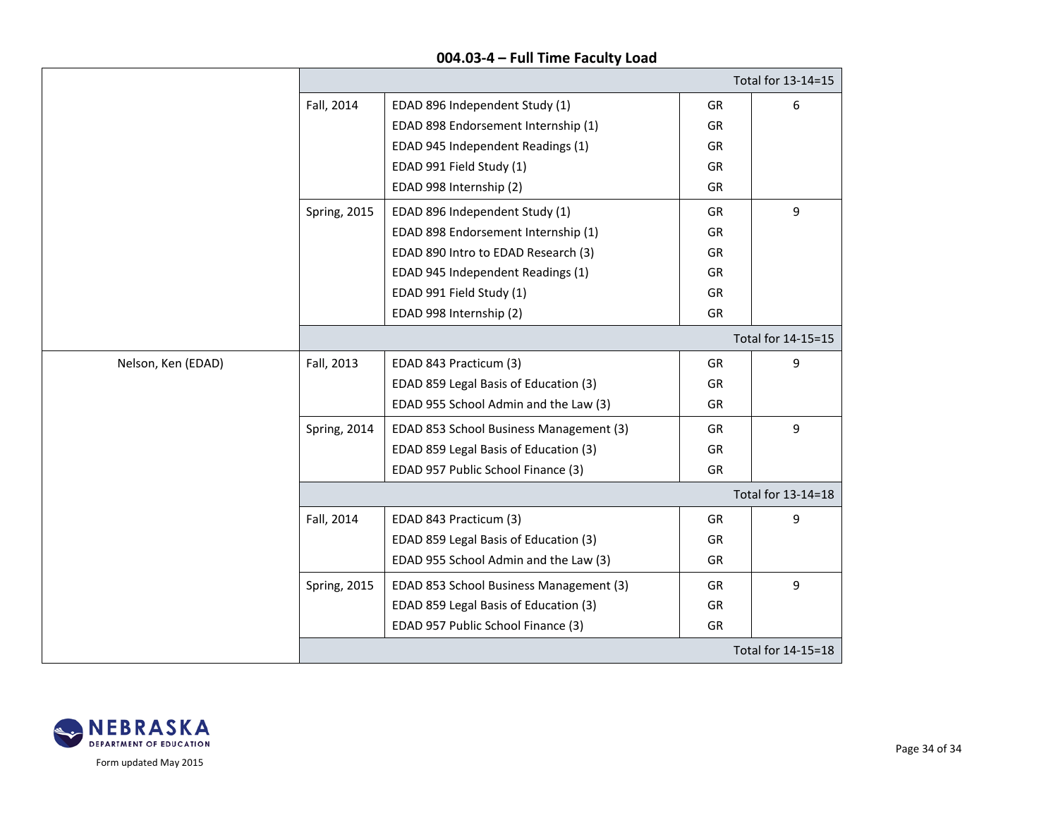**004.03-4 – Full Time Faculty Load**

| | | | | |
|---|---|---|---|---|
| | | | | Total for 13-14=15 |
| | Fall, 2014 | EDAD 896 Independent Study (1) | GR | 6 |
| | | EDAD 898 Endorsement Internship (1) | GR | |
| | | EDAD 945 Independent Readings (1) | GR | |
| | | EDAD 991 Field Study (1) | GR | |
| | | EDAD 998 Internship (2) | GR | |
| | Spring, 2015 | EDAD 896 Independent Study (1) | GR | 9 |
| | | EDAD 898 Endorsement Internship (1) | GR | |
| | | EDAD 890 Intro to EDAD Research (3) | GR | |
| | | EDAD 945 Independent Readings (1) | GR | |
| | | EDAD 991 Field Study (1) | GR | |
| | | EDAD 998 Internship (2) | GR | |
| | | | | Total for 14-15=15 |
| Nelson, Ken (EDAD) | Fall, 2013 | EDAD 843 Practicum (3) | GR | 9 |
| | | EDAD 859 Legal Basis of Education (3) | GR | |
| | | EDAD 955 School Admin and the Law (3) | GR | |
| | Spring, 2014 | EDAD 853 School Business Management (3) | GR | 9 |
| | | EDAD 859 Legal Basis of Education (3) | GR | |
| | | EDAD 957 Public School Finance (3) | GR | |
| | | | | Total for 13-14=18 |
| | Fall, 2014 | EDAD 843 Practicum (3) | GR | 9 |
| | | EDAD 859 Legal Basis of Education (3) | GR | |
| | | EDAD 955 School Admin and the Law (3) | GR | |
| | Spring, 2015 | EDAD 853 School Business Management (3) | GR | 9 |
| | | EDAD 859 Legal Basis of Education (3) | GR | |
| | | EDAD 957 Public School Finance (3) | GR | |
| | | | | Total for 14-15=18 |

Form updated May 2015